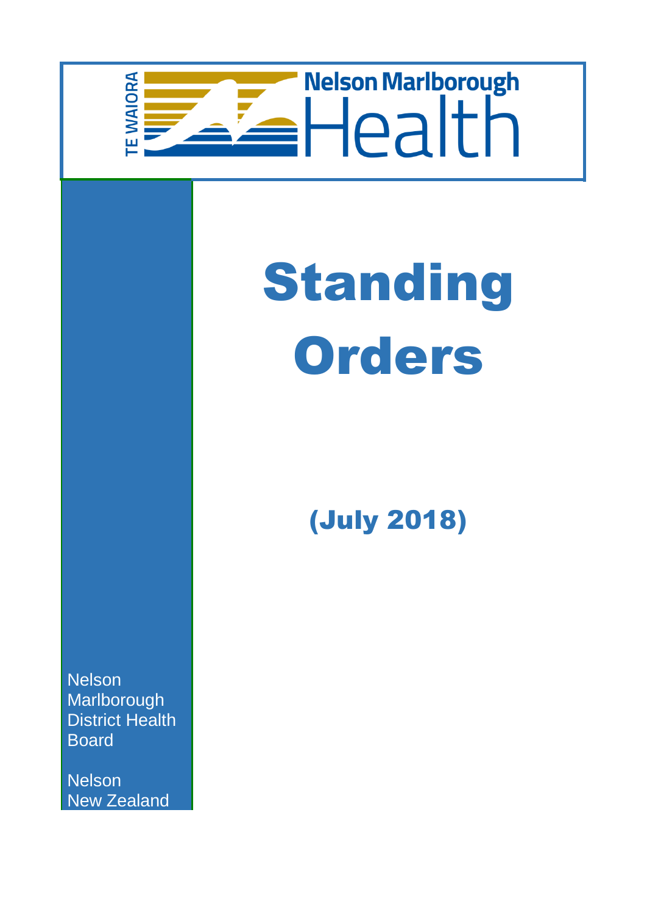TE WAIORA

Nelson Marlborough Health

# Standing Orders

## (July 2018)

Nelson Marlborough District Health Board

Nelson
New Zealand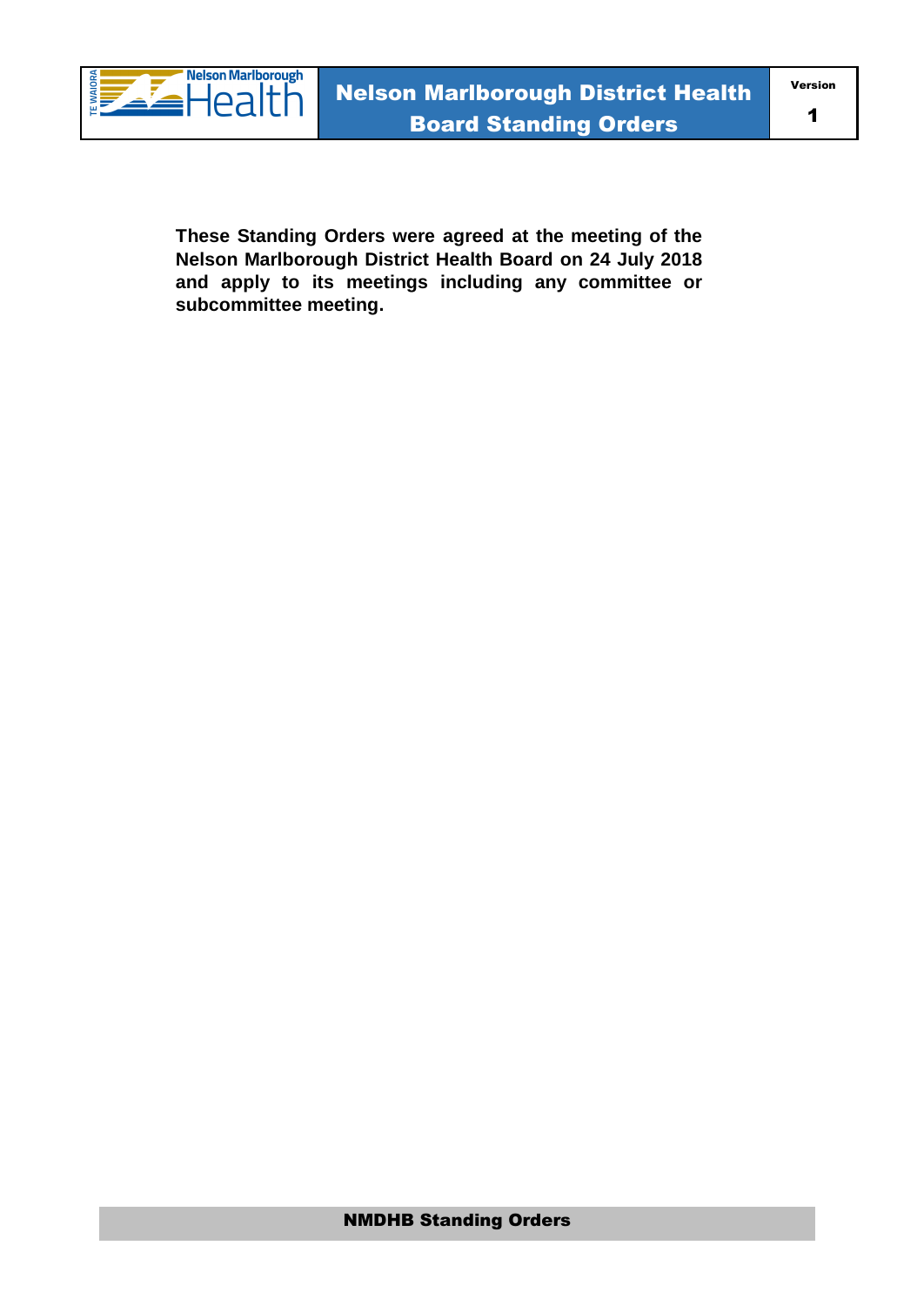**These Standing Orders were agreed at the meeting of the Nelson Marlborough District Health Board on 24 July 2018 and apply to its meetings including any committee or subcommittee meeting.**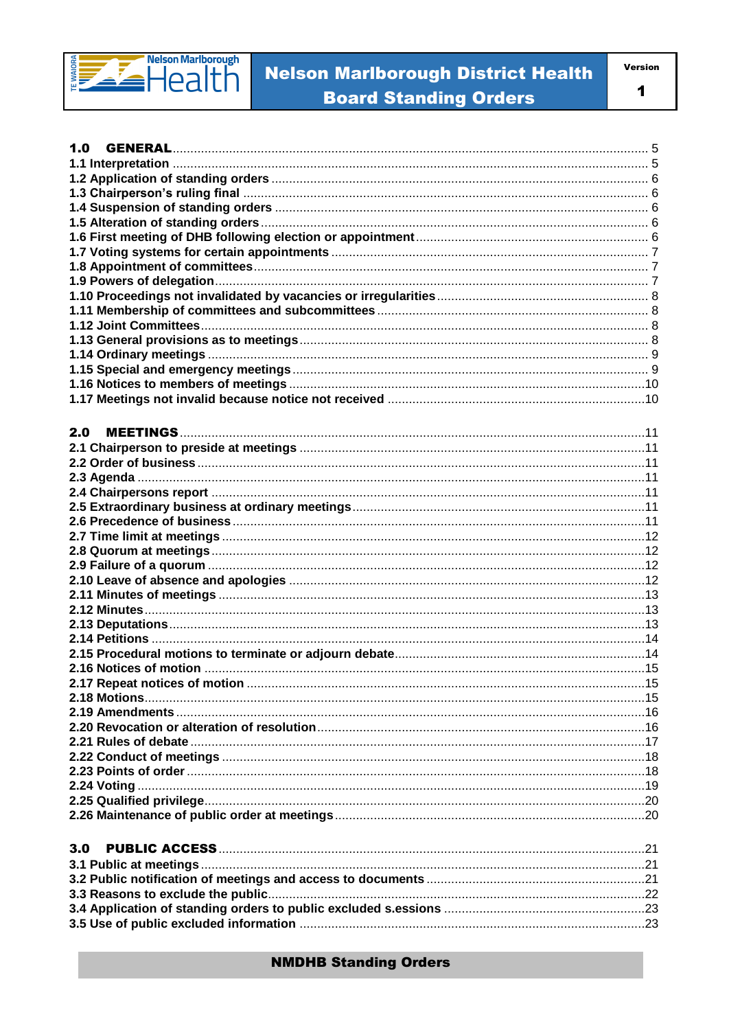**1.0 GENERAL** ............................................................................................................ 5
**1.1 Interpretation** ............................................................................................................ 5
**1.2 Application of standing orders** .................................................................................. 6
**1.3 Chairperson's ruling final** ............................................................................................ 6
**1.4 Suspension of standing orders** .................................................................................. 6
**1.5 Alteration of standing orders** ...................................................................................... 6
**1.6 First meeting of DHB following election or appointment** ........................................... 6
**1.7 Voting systems for certain appointments** .................................................................. 7
**1.8 Appointment of committees** ....................................................................................... 7
**1.9 Powers of delegation** .................................................................................................. 7
**1.10 Proceedings not invalidated by vacancies or irregularities** ...................................... 8
**1.11 Membership of committees and subcommittees** ..................................................... 8
**1.12 Joint Committees** ..................................................................................................... 8
**1.13 General provisions as to meetings** ........................................................................... 8
**1.14 Ordinary meetings** .................................................................................................... 9
**1.15 Special and emergency meetings** ............................................................................. 9
**1.16 Notices to members of meetings** ............................................................................ 10
**1.17 Meetings not invalid because notice not received** ................................................. 10

**2.0 MEETINGS** .............................................................................................................. 11
**2.1 Chairperson to preside at meetings** ......................................................................... 11
**2.2 Order of business** ..................................................................................................... 11
**2.3 Agenda** ..................................................................................................................... 11
**2.4 Chairpersons report** ................................................................................................. 11
**2.5 Extraordinary business at ordinary meetings** ........................................................... 11
**2.6 Precedence of business** ........................................................................................... 11
**2.7 Time limit at meetings** .............................................................................................. 12
**2.8 Quorum at meetings** ................................................................................................. 12
**2.9 Failure of a quorum** .................................................................................................. 12
**2.10 Leave of absence and apologies** ............................................................................ 12
**2.11 Minutes of meetings** ............................................................................................... 13
**2.12 Minutes** ................................................................................................................... 13
**2.13 Deputations** ............................................................................................................. 13
**2.14 Petitions** .................................................................................................................. 14
**2.15 Procedural motions to terminate or adjourn debate** ............................................... 14
**2.16 Notices of motion** .................................................................................................... 15
**2.17 Repeat notices of motion** ........................................................................................ 15
**2.18 Motions** ................................................................................................................... 15
**2.19 Amendments** ........................................................................................................... 16
**2.20 Revocation or alteration of resolution** ..................................................................... 16
**2.21 Rules of debate** ....................................................................................................... 17
**2.22 Conduct of meetings** ............................................................................................... 18
**2.23 Points of order** ......................................................................................................... 18
**2.24 Voting** ...................................................................................................................... 19
**2.25 Qualified privilege** .................................................................................................... 20
**2.26 Maintenance of public order at meetings** ................................................................ 20

**3.0 PUBLIC ACCESS** ..................................................................................................... 21
**3.1 Public at meetings** .................................................................................................... 21
**3.2 Public notification of meetings and access to documents** ........................................ 21
**3.3 Reasons to exclude the public** .................................................................................. 22
**3.4 Application of standing orders to public excluded s.essions** .................................... 23
**3.5 Use of public excluded information** .......................................................................... 23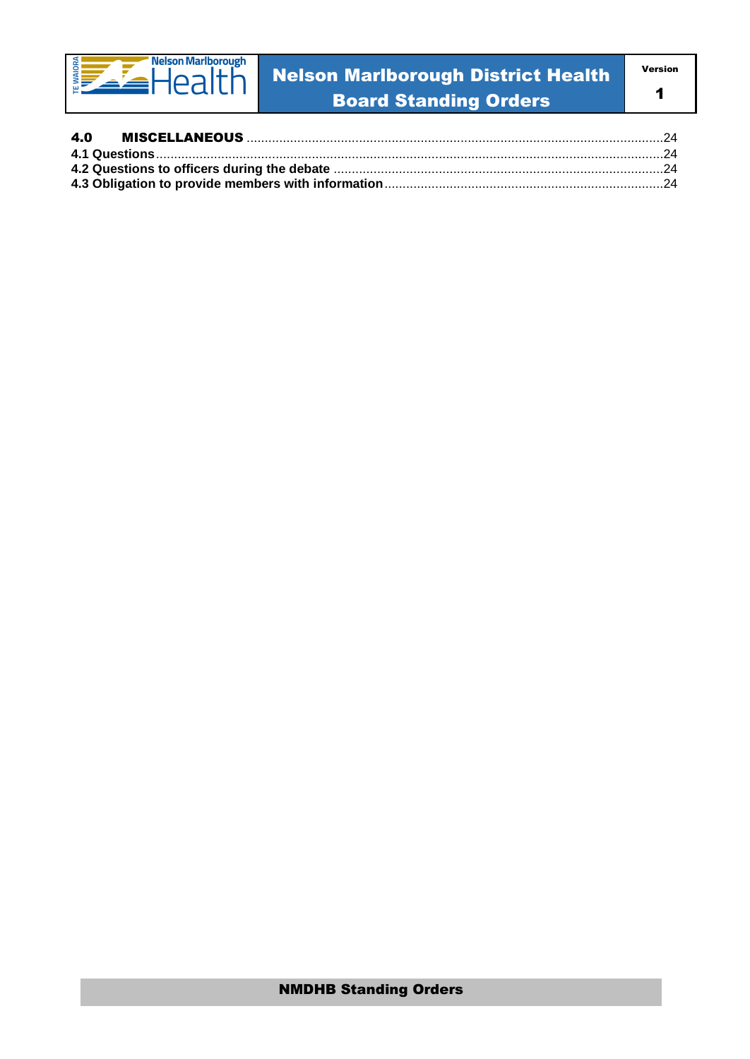**4.0 MISCELLANEOUS** ....................................................................................................................24

**4.1 Questions**..........................................................................................................................................24

**4.2 Questions to officers during the debate** ...........................................................................................24

**4.3 Obligation to provide members with information**............................................................................24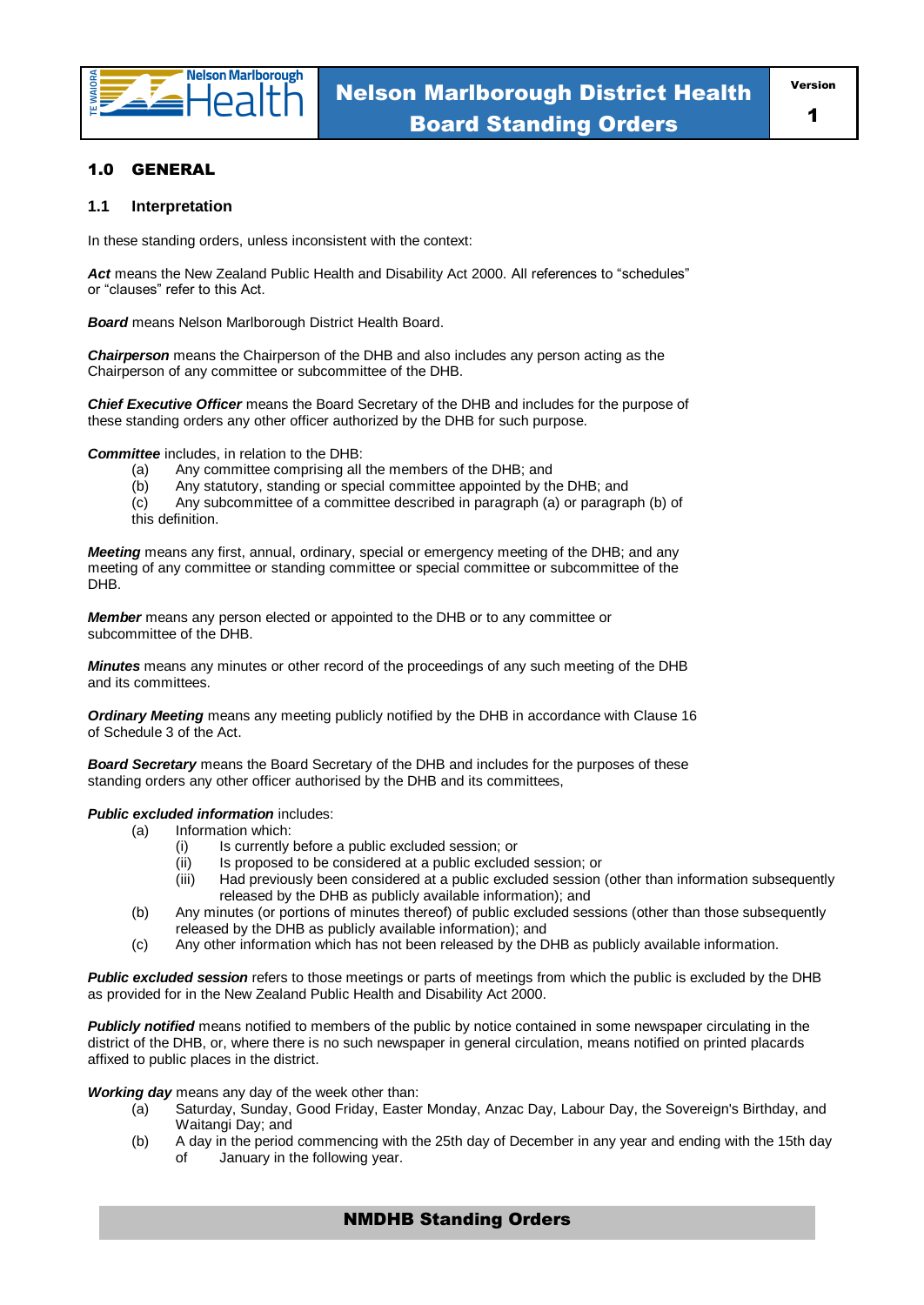## 1.0 GENERAL

### 1.1 Interpretation

In these standing orders, unless inconsistent with the context:

***Act*** means the New Zealand Public Health and Disability Act 2000. All references to "schedules" or "clauses" refer to this Act.

***Board*** means Nelson Marlborough District Health Board.

***Chairperson*** means the Chairperson of the DHB and also includes any person acting as the Chairperson of any committee or subcommittee of the DHB.

***Chief Executive Officer*** means the Board Secretary of the DHB and includes for the purpose of these standing orders any other officer authorized by the DHB for such purpose.

***Committee*** includes, in relation to the DHB:
- (a) Any committee comprising all the members of the DHB; and
- (b) Any statutory, standing or special committee appointed by the DHB; and
- (c) Any subcommittee of a committee described in paragraph (a) or paragraph (b) of this definition.

***Meeting*** means any first, annual, ordinary, special or emergency meeting of the DHB; and any meeting of any committee or standing committee or special committee or subcommittee of the DHB.

***Member*** means any person elected or appointed to the DHB or to any committee or subcommittee of the DHB.

***Minutes*** means any minutes or other record of the proceedings of any such meeting of the DHB and its committees.

***Ordinary Meeting*** means any meeting publicly notified by the DHB in accordance with Clause 16 of Schedule 3 of the Act.

***Board Secretary*** means the Board Secretary of the DHB and includes for the purposes of these standing orders any other officer authorised by the DHB and its committees,

***Public excluded information*** includes:
- (a) Information which:
  - (i) Is currently before a public excluded session; or
  - (ii) Is proposed to be considered at a public excluded session; or
  - (iii) Had previously been considered at a public excluded session (other than information subsequently released by the DHB as publicly available information); and
- (b) Any minutes (or portions of minutes thereof) of public excluded sessions (other than those subsequently released by the DHB as publicly available information); and
- (c) Any other information which has not been released by the DHB as publicly available information.

***Public excluded session*** refers to those meetings or parts of meetings from which the public is excluded by the DHB as provided for in the New Zealand Public Health and Disability Act 2000.

***Publicly notified*** means notified to members of the public by notice contained in some newspaper circulating in the district of the DHB, or, where there is no such newspaper in general circulation, means notified on printed placards affixed to public places in the district.

***Working day*** means any day of the week other than:
- (a) Saturday, Sunday, Good Friday, Easter Monday, Anzac Day, Labour Day, the Sovereign's Birthday, and Waitangi Day; and
- (b) A day in the period commencing with the 25th day of December in any year and ending with the 15th day of January in the following year.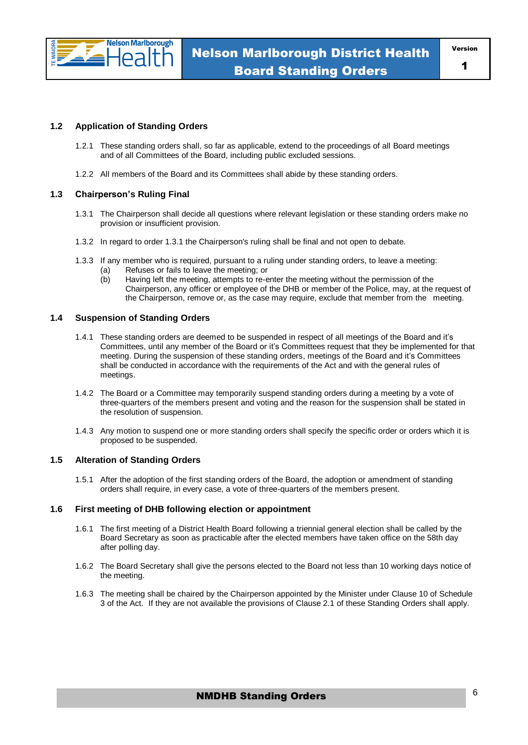### 1.2 Application of Standing Orders

1.2.1 These standing orders shall, so far as applicable, extend to the proceedings of all Board meetings and of all Committees of the Board, including public excluded sessions.

1.2.2 All members of the Board and its Committees shall abide by these standing orders.

### 1.3 Chairperson's Ruling Final

1.3.1 The Chairperson shall decide all questions where relevant legislation or these standing orders make no provision or insufficient provision.

1.3.2 In regard to order 1.3.1 the Chairperson's ruling shall be final and not open to debate.

1.3.3 If any member who is required, pursuant to a ruling under standing orders, to leave a meeting:

- (a) Refuses or fails to leave the meeting; or
- (b) Having left the meeting, attempts to re-enter the meeting without the permission of the Chairperson, any officer or employee of the DHB or member of the Police, may, at the request of the Chairperson, remove or, as the case may require, exclude that member from the meeting.

### 1.4 Suspension of Standing Orders

1.4.1 These standing orders are deemed to be suspended in respect of all meetings of the Board and it's Committees, until any member of the Board or it's Committees request that they be implemented for that meeting. During the suspension of these standing orders, meetings of the Board and it's Committees shall be conducted in accordance with the requirements of the Act and with the general rules of meetings.

1.4.2 The Board or a Committee may temporarily suspend standing orders during a meeting by a vote of three-quarters of the members present and voting and the reason for the suspension shall be stated in the resolution of suspension.

1.4.3 Any motion to suspend one or more standing orders shall specify the specific order or orders which it is proposed to be suspended.

### 1.5 Alteration of Standing Orders

1.5.1 After the adoption of the first standing orders of the Board, the adoption or amendment of standing orders shall require, in every case, a vote of three-quarters of the members present.

### 1.6 First meeting of DHB following election or appointment

1.6.1 The first meeting of a District Health Board following a triennial general election shall be called by the Board Secretary as soon as practicable after the elected members have taken office on the 58th day after polling day.

1.6.2 The Board Secretary shall give the persons elected to the Board not less than 10 working days notice of the meeting.

1.6.3 The meeting shall be chaired by the Chairperson appointed by the Minister under Clause 10 of Schedule 3 of the Act. If they are not available the provisions of Clause 2.1 of these Standing Orders shall apply.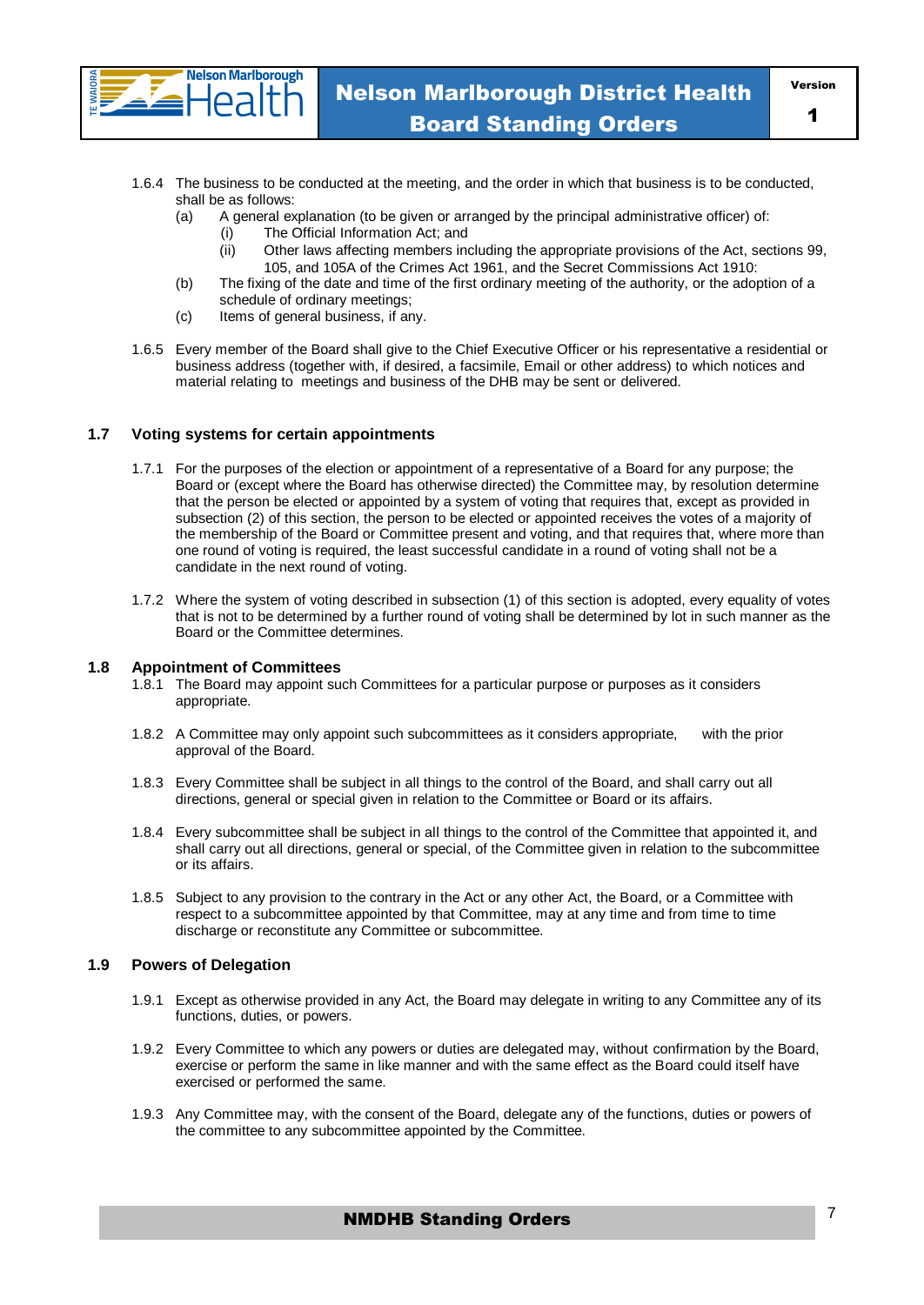1.6.4 The business to be conducted at the meeting, and the order in which that business is to be conducted, shall be as follows:

(a) A general explanation (to be given or arranged by the principal administrative officer) of:
  (i) The Official Information Act; and
  (ii) Other laws affecting members including the appropriate provisions of the Act, sections 99, 105, and 105A of the Crimes Act 1961, and the Secret Commissions Act 1910:

(b) The fixing of the date and time of the first ordinary meeting of the authority, or the adoption of a schedule of ordinary meetings;

(c) Items of general business, if any.

1.6.5 Every member of the Board shall give to the Chief Executive Officer or his representative a residential or business address (together with, if desired, a facsimile, Email or other address) to which notices and material relating to meetings and business of the DHB may be sent or delivered.

## 1.7 Voting systems for certain appointments

1.7.1 For the purposes of the election or appointment of a representative of a Board for any purpose; the Board or (except where the Board has otherwise directed) the Committee may, by resolution determine that the person be elected or appointed by a system of voting that requires that, except as provided in subsection (2) of this section, the person to be elected or appointed receives the votes of a majority of the membership of the Board or Committee present and voting, and that requires that, where more than one round of voting is required, the least successful candidate in a round of voting shall not be a candidate in the next round of voting.

1.7.2 Where the system of voting described in subsection (1) of this section is adopted, every equality of votes that is not to be determined by a further round of voting shall be determined by lot in such manner as the Board or the Committee determines.

## 1.8 Appointment of Committees

1.8.1 The Board may appoint such Committees for a particular purpose or purposes as it considers appropriate.

1.8.2 A Committee may only appoint such subcommittees as it considers appropriate, with the prior approval of the Board.

1.8.3 Every Committee shall be subject in all things to the control of the Board, and shall carry out all directions, general or special given in relation to the Committee or Board or its affairs.

1.8.4 Every subcommittee shall be subject in all things to the control of the Committee that appointed it, and shall carry out all directions, general or special, of the Committee given in relation to the subcommittee or its affairs.

1.8.5 Subject to any provision to the contrary in the Act or any other Act, the Board, or a Committee with respect to a subcommittee appointed by that Committee, may at any time and from time to time discharge or reconstitute any Committee or subcommittee.

## 1.9 Powers of Delegation

1.9.1 Except as otherwise provided in any Act, the Board may delegate in writing to any Committee any of its functions, duties, or powers.

1.9.2 Every Committee to which any powers or duties are delegated may, without confirmation by the Board, exercise or perform the same in like manner and with the same effect as the Board could itself have exercised or performed the same.

1.9.3 Any Committee may, with the consent of the Board, delegate any of the functions, duties or powers of the committee to any subcommittee appointed by the Committee.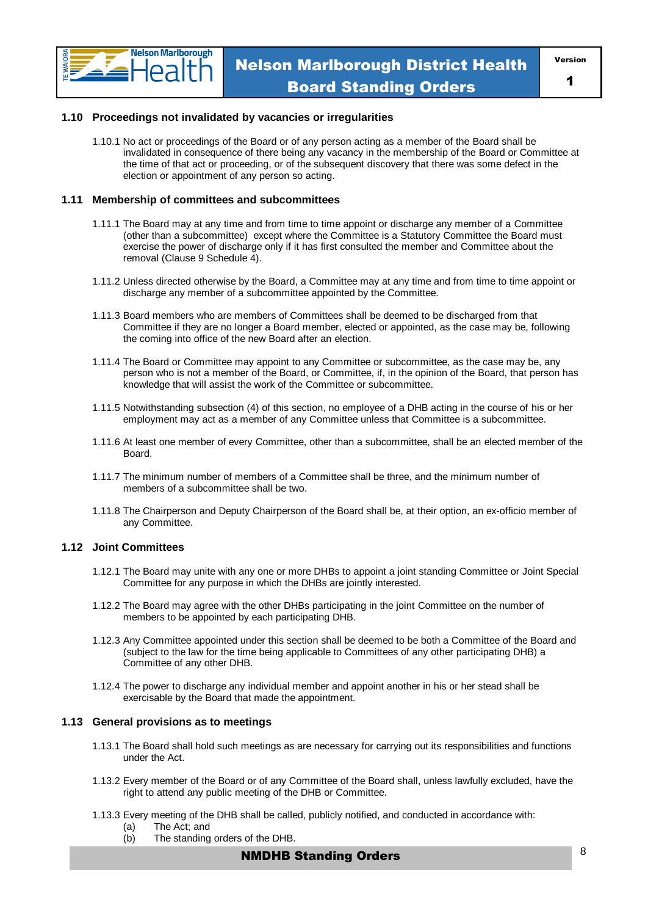### 1.10 Proceedings not invalidated by vacancies or irregularities

1.10.1 No act or proceedings of the Board or of any person acting as a member of the Board shall be invalidated in consequence of there being any vacancy in the membership of the Board or Committee at the time of that act or proceeding, or of the subsequent discovery that there was some defect in the election or appointment of any person so acting.

### 1.11 Membership of committees and subcommittees

1.11.1 The Board may at any time and from time to time appoint or discharge any member of a Committee (other than a subcommittee) except where the Committee is a Statutory Committee the Board must exercise the power of discharge only if it has first consulted the member and Committee about the removal (Clause 9 Schedule 4).

1.11.2 Unless directed otherwise by the Board, a Committee may at any time and from time to time appoint or discharge any member of a subcommittee appointed by the Committee.

1.11.3 Board members who are members of Committees shall be deemed to be discharged from that Committee if they are no longer a Board member, elected or appointed, as the case may be, following the coming into office of the new Board after an election.

1.11.4 The Board or Committee may appoint to any Committee or subcommittee, as the case may be, any person who is not a member of the Board, or Committee, if, in the opinion of the Board, that person has knowledge that will assist the work of the Committee or subcommittee.

1.11.5 Notwithstanding subsection (4) of this section, no employee of a DHB acting in the course of his or her employment may act as a member of any Committee unless that Committee is a subcommittee.

1.11.6 At least one member of every Committee, other than a subcommittee, shall be an elected member of the Board.

1.11.7 The minimum number of members of a Committee shall be three, and the minimum number of members of a subcommittee shall be two.

1.11.8 The Chairperson and Deputy Chairperson of the Board shall be, at their option, an ex-officio member of any Committee.

### 1.12 Joint Committees

1.12.1 The Board may unite with any one or more DHBs to appoint a joint standing Committee or Joint Special Committee for any purpose in which the DHBs are jointly interested.

1.12.2 The Board may agree with the other DHBs participating in the joint Committee on the number of members to be appointed by each participating DHB.

1.12.3 Any Committee appointed under this section shall be deemed to be both a Committee of the Board and (subject to the law for the time being applicable to Committees of any other participating DHB) a Committee of any other DHB.

1.12.4 The power to discharge any individual member and appoint another in his or her stead shall be exercisable by the Board that made the appointment.

### 1.13 General provisions as to meetings

1.13.1 The Board shall hold such meetings as are necessary for carrying out its responsibilities and functions under the Act.

1.13.2 Every member of the Board or of any Committee of the Board shall, unless lawfully excluded, have the right to attend any public meeting of the DHB or Committee.

1.13.3 Every meeting of the DHB shall be called, publicly notified, and conducted in accordance with:

(a) The Act; and
(b) The standing orders of the DHB.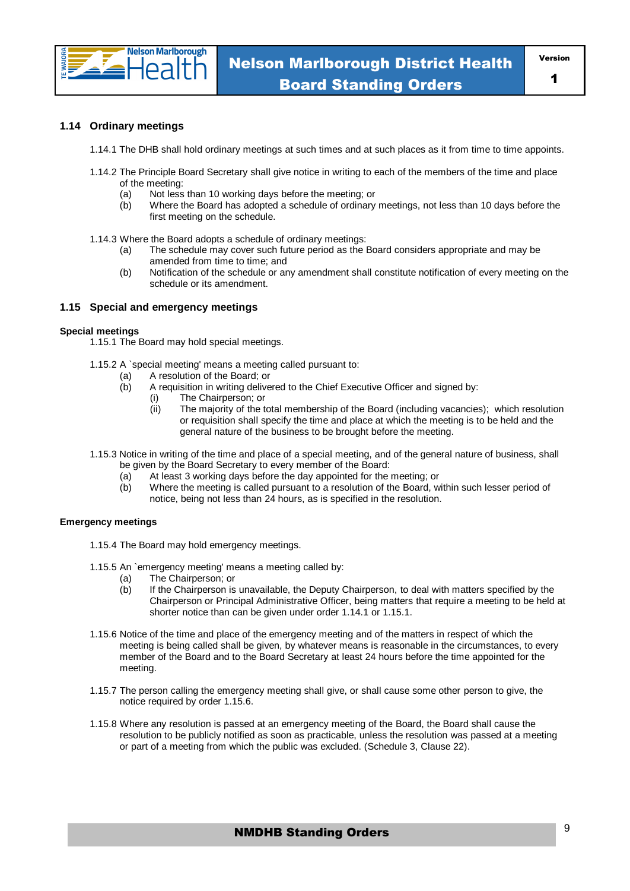## 1.14 Ordinary meetings

1.14.1 The DHB shall hold ordinary meetings at such times and at such places as it from time to time appoints.

1.14.2 The Principle Board Secretary shall give notice in writing to each of the members of the time and place of the meeting:

- (a) Not less than 10 working days before the meeting; or
- (b) Where the Board has adopted a schedule of ordinary meetings, not less than 10 days before the first meeting on the schedule.

1.14.3 Where the Board adopts a schedule of ordinary meetings:

- (a) The schedule may cover such future period as the Board considers appropriate and may be amended from time to time; and
- (b) Notification of the schedule or any amendment shall constitute notification of every meeting on the schedule or its amendment.

## 1.15 Special and emergency meetings

**Special meetings**

1.15.1 The Board may hold special meetings.

1.15.2 A `special meeting' means a meeting called pursuant to:

- (a) A resolution of the Board; or
- (b) A requisition in writing delivered to the Chief Executive Officer and signed by:
  - (i) The Chairperson; or
  - (ii) The majority of the total membership of the Board (including vacancies); which resolution or requisition shall specify the time and place at which the meeting is to be held and the general nature of the business to be brought before the meeting.

1.15.3 Notice in writing of the time and place of a special meeting, and of the general nature of business, shall be given by the Board Secretary to every member of the Board:

- (a) At least 3 working days before the day appointed for the meeting; or
- (b) Where the meeting is called pursuant to a resolution of the Board, within such lesser period of notice, being not less than 24 hours, as is specified in the resolution.

**Emergency meetings**

1.15.4 The Board may hold emergency meetings.

1.15.5 An `emergency meeting' means a meeting called by:

- (a) The Chairperson; or
- (b) If the Chairperson is unavailable, the Deputy Chairperson, to deal with matters specified by the Chairperson or Principal Administrative Officer, being matters that require a meeting to be held at shorter notice than can be given under order 1.14.1 or 1.15.1.

1.15.6 Notice of the time and place of the emergency meeting and of the matters in respect of which the meeting is being called shall be given, by whatever means is reasonable in the circumstances, to every member of the Board and to the Board Secretary at least 24 hours before the time appointed for the meeting.

1.15.7 The person calling the emergency meeting shall give, or shall cause some other person to give, the notice required by order 1.15.6.

1.15.8 Where any resolution is passed at an emergency meeting of the Board, the Board shall cause the resolution to be publicly notified as soon as practicable, unless the resolution was passed at a meeting or part of a meeting from which the public was excluded. (Schedule 3, Clause 22).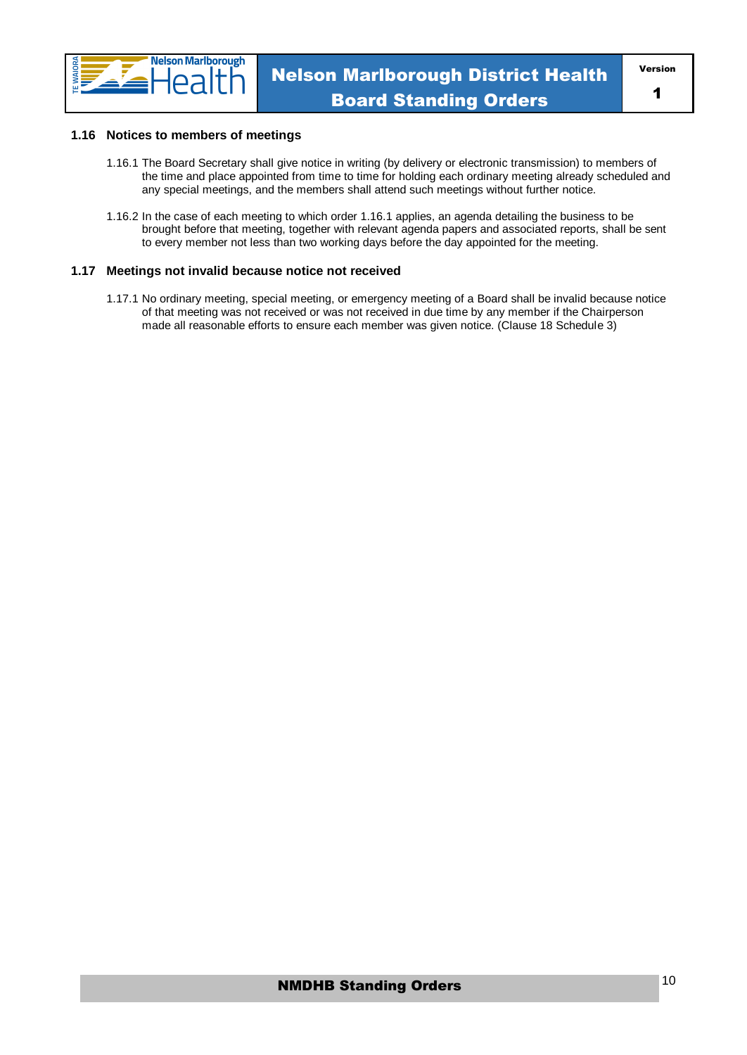### 1.16 Notices to members of meetings

1.16.1 The Board Secretary shall give notice in writing (by delivery or electronic transmission) to members of the time and place appointed from time to time for holding each ordinary meeting already scheduled and any special meetings, and the members shall attend such meetings without further notice.

1.16.2 In the case of each meeting to which order 1.16.1 applies, an agenda detailing the business to be brought before that meeting, together with relevant agenda papers and associated reports, shall be sent to every member not less than two working days before the day appointed for the meeting.

### 1.17 Meetings not invalid because notice not received

1.17.1 No ordinary meeting, special meeting, or emergency meeting of a Board shall be invalid because notice of that meeting was not received or was not received in due time by any member if the Chairperson made all reasonable efforts to ensure each member was given notice. (Clause 18 Schedule 3)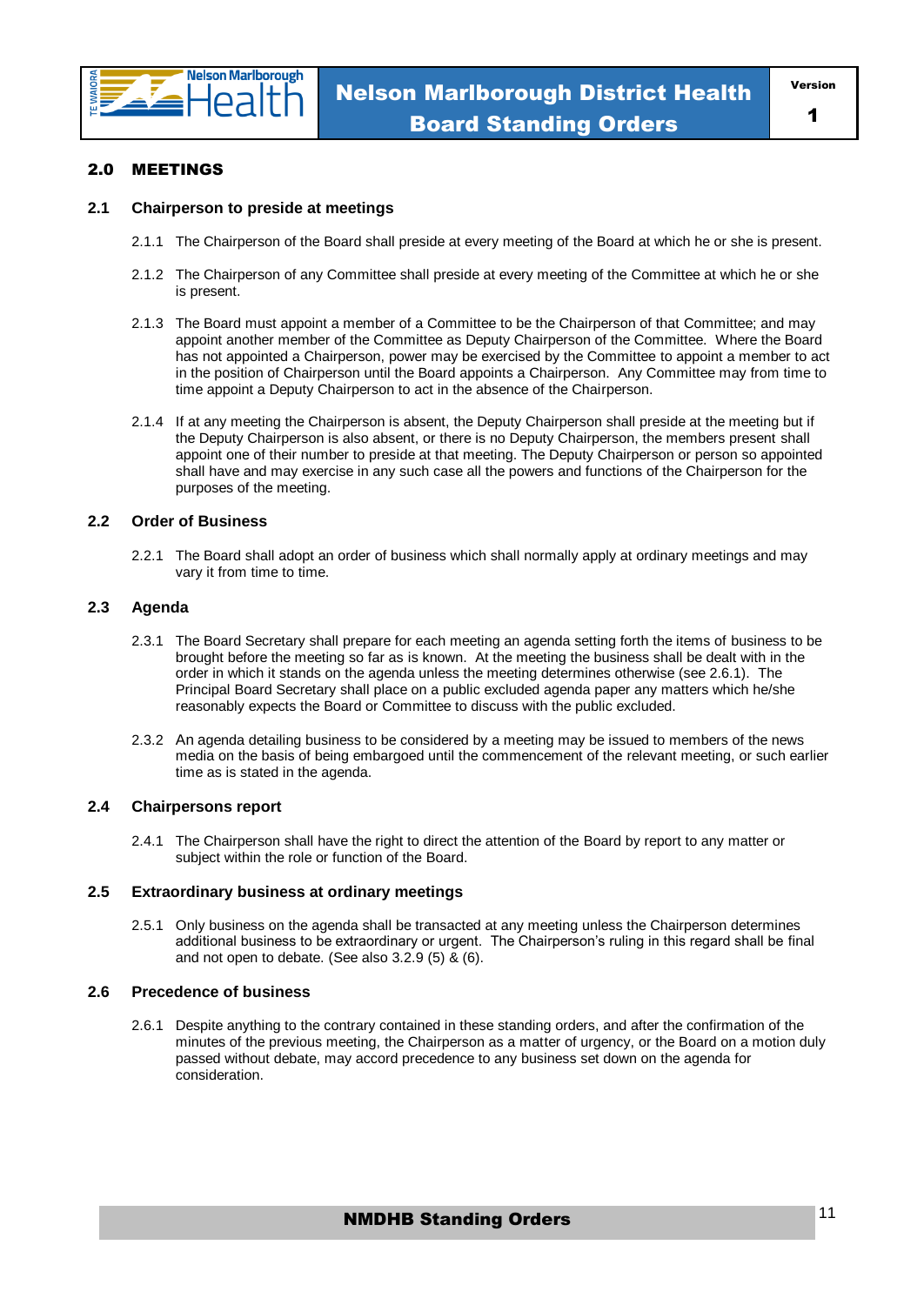## 2.0 MEETINGS

### 2.1 Chairperson to preside at meetings

2.1.1 The Chairperson of the Board shall preside at every meeting of the Board at which he or she is present.

2.1.2 The Chairperson of any Committee shall preside at every meeting of the Committee at which he or she is present.

2.1.3 The Board must appoint a member of a Committee to be the Chairperson of that Committee; and may appoint another member of the Committee as Deputy Chairperson of the Committee. Where the Board has not appointed a Chairperson, power may be exercised by the Committee to appoint a member to act in the position of Chairperson until the Board appoints a Chairperson. Any Committee may from time to time appoint a Deputy Chairperson to act in the absence of the Chairperson.

2.1.4 If at any meeting the Chairperson is absent, the Deputy Chairperson shall preside at the meeting but if the Deputy Chairperson is also absent, or there is no Deputy Chairperson, the members present shall appoint one of their number to preside at that meeting. The Deputy Chairperson or person so appointed shall have and may exercise in any such case all the powers and functions of the Chairperson for the purposes of the meeting.

### 2.2 Order of Business

2.2.1 The Board shall adopt an order of business which shall normally apply at ordinary meetings and may vary it from time to time.

### 2.3 Agenda

2.3.1 The Board Secretary shall prepare for each meeting an agenda setting forth the items of business to be brought before the meeting so far as is known. At the meeting the business shall be dealt with in the order in which it stands on the agenda unless the meeting determines otherwise (see 2.6.1). The Principal Board Secretary shall place on a public excluded agenda paper any matters which he/she reasonably expects the Board or Committee to discuss with the public excluded.

2.3.2 An agenda detailing business to be considered by a meeting may be issued to members of the news media on the basis of being embargoed until the commencement of the relevant meeting, or such earlier time as is stated in the agenda.

### 2.4 Chairpersons report

2.4.1 The Chairperson shall have the right to direct the attention of the Board by report to any matter or subject within the role or function of the Board.

### 2.5 Extraordinary business at ordinary meetings

2.5.1 Only business on the agenda shall be transacted at any meeting unless the Chairperson determines additional business to be extraordinary or urgent. The Chairperson's ruling in this regard shall be final and not open to debate. (See also 3.2.9 (5) & (6).

### 2.6 Precedence of business

2.6.1 Despite anything to the contrary contained in these standing orders, and after the confirmation of the minutes of the previous meeting, the Chairperson as a matter of urgency, or the Board on a motion duly passed without debate, may accord precedence to any business set down on the agenda for consideration.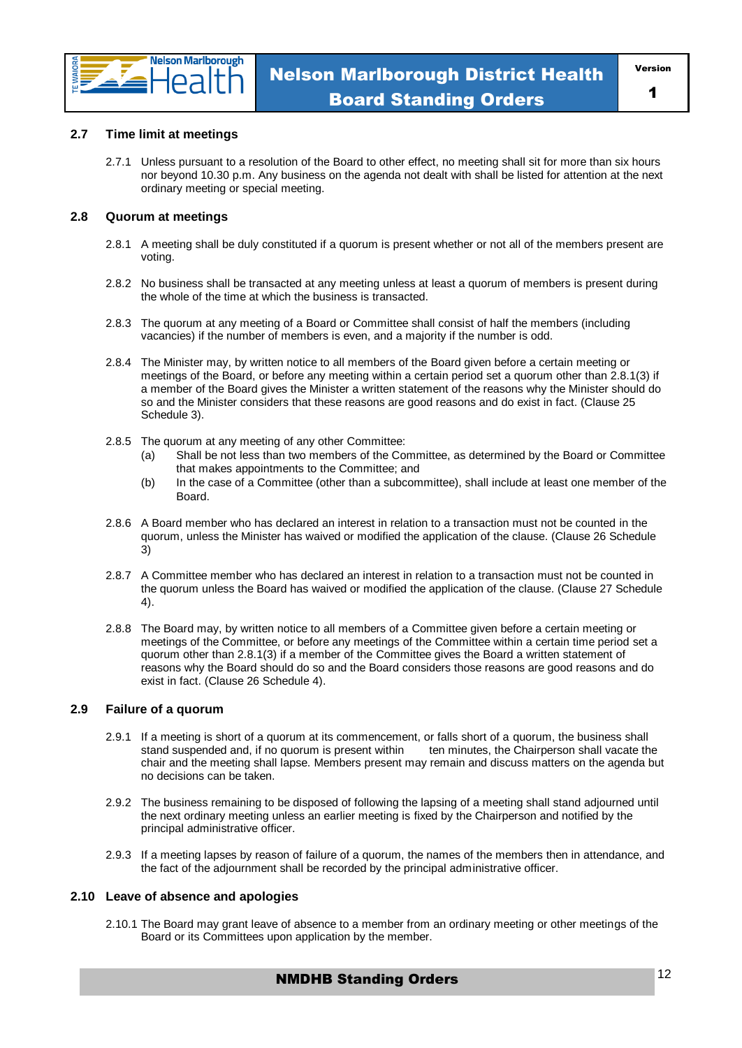## 2.7 Time limit at meetings

2.7.1 Unless pursuant to a resolution of the Board to other effect, no meeting shall sit for more than six hours nor beyond 10.30 p.m. Any business on the agenda not dealt with shall be listed for attention at the next ordinary meeting or special meeting.

## 2.8 Quorum at meetings

2.8.1 A meeting shall be duly constituted if a quorum is present whether or not all of the members present are voting.

2.8.2 No business shall be transacted at any meeting unless at least a quorum of members is present during the whole of the time at which the business is transacted.

2.8.3 The quorum at any meeting of a Board or Committee shall consist of half the members (including vacancies) if the number of members is even, and a majority if the number is odd.

2.8.4 The Minister may, by written notice to all members of the Board given before a certain meeting or meetings of the Board, or before any meeting within a certain period set a quorum other than 2.8.1(3) if a member of the Board gives the Minister a written statement of the reasons why the Minister should do so and the Minister considers that these reasons are good reasons and do exist in fact. (Clause 25 Schedule 3).

2.8.5 The quorum at any meeting of any other Committee:

- (a) Shall be not less than two members of the Committee, as determined by the Board or Committee that makes appointments to the Committee; and
- (b) In the case of a Committee (other than a subcommittee), shall include at least one member of the Board.

2.8.6 A Board member who has declared an interest in relation to a transaction must not be counted in the quorum, unless the Minister has waived or modified the application of the clause. (Clause 26 Schedule 3)

2.8.7 A Committee member who has declared an interest in relation to a transaction must not be counted in the quorum unless the Board has waived or modified the application of the clause. (Clause 27 Schedule 4).

2.8.8 The Board may, by written notice to all members of a Committee given before a certain meeting or meetings of the Committee, or before any meetings of the Committee within a certain time period set a quorum other than 2.8.1(3) if a member of the Committee gives the Board a written statement of reasons why the Board should do so and the Board considers those reasons are good reasons and do exist in fact. (Clause 26 Schedule 4).

## 2.9 Failure of a quorum

2.9.1 If a meeting is short of a quorum at its commencement, or falls short of a quorum, the business shall stand suspended and, if no quorum is present within ten minutes, the Chairperson shall vacate the chair and the meeting shall lapse. Members present may remain and discuss matters on the agenda but no decisions can be taken.

2.9.2 The business remaining to be disposed of following the lapsing of a meeting shall stand adjourned until the next ordinary meeting unless an earlier meeting is fixed by the Chairperson and notified by the principal administrative officer.

2.9.3 If a meeting lapses by reason of failure of a quorum, the names of the members then in attendance, and the fact of the adjournment shall be recorded by the principal administrative officer.

## 2.10 Leave of absence and apologies

2.10.1 The Board may grant leave of absence to a member from an ordinary meeting or other meetings of the Board or its Committees upon application by the member.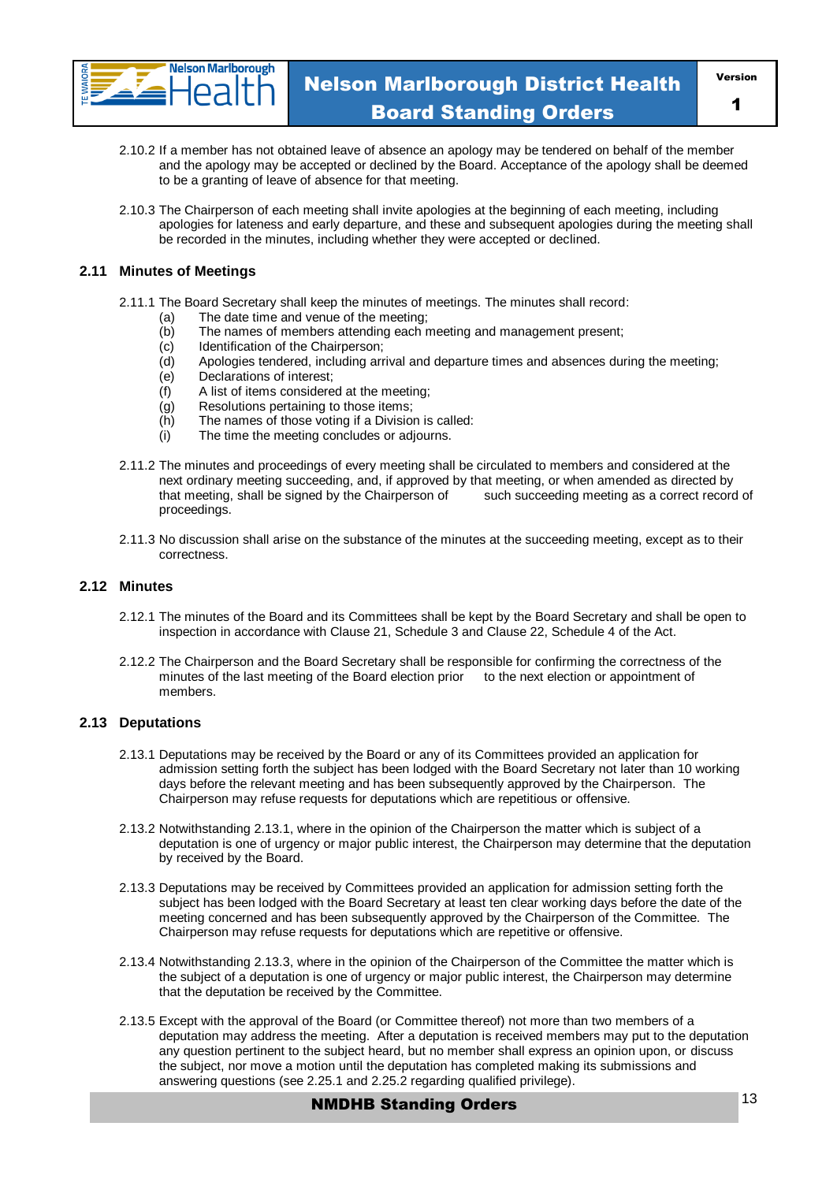2.10.2 If a member has not obtained leave of absence an apology may be tendered on behalf of the member and the apology may be accepted or declined by the Board. Acceptance of the apology shall be deemed to be a granting of leave of absence for that meeting.

2.10.3 The Chairperson of each meeting shall invite apologies at the beginning of each meeting, including apologies for lateness and early departure, and these and subsequent apologies during the meeting shall be recorded in the minutes, including whether they were accepted or declined.

## 2.11 Minutes of Meetings

2.11.1 The Board Secretary shall keep the minutes of meetings. The minutes shall record:

- (a) The date time and venue of the meeting;
- (b) The names of members attending each meeting and management present;
- (c) Identification of the Chairperson;
- (d) Apologies tendered, including arrival and departure times and absences during the meeting;
- (e) Declarations of interest;
- (f) A list of items considered at the meeting;
- (g) Resolutions pertaining to those items;
- (h) The names of those voting if a Division is called:
- (i) The time the meeting concludes or adjourns.

2.11.2 The minutes and proceedings of every meeting shall be circulated to members and considered at the next ordinary meeting succeeding, and, if approved by that meeting, or when amended as directed by that meeting, shall be signed by the Chairperson of such succeeding meeting as a correct record of proceedings.

2.11.3 No discussion shall arise on the substance of the minutes at the succeeding meeting, except as to their correctness.

## 2.12 Minutes

2.12.1 The minutes of the Board and its Committees shall be kept by the Board Secretary and shall be open to inspection in accordance with Clause 21, Schedule 3 and Clause 22, Schedule 4 of the Act.

2.12.2 The Chairperson and the Board Secretary shall be responsible for confirming the correctness of the minutes of the last meeting of the Board election prior to the next election or appointment of members.

## 2.13 Deputations

2.13.1 Deputations may be received by the Board or any of its Committees provided an application for admission setting forth the subject has been lodged with the Board Secretary not later than 10 working days before the relevant meeting and has been subsequently approved by the Chairperson. The Chairperson may refuse requests for deputations which are repetitious or offensive.

2.13.2 Notwithstanding 2.13.1, where in the opinion of the Chairperson the matter which is subject of a deputation is one of urgency or major public interest, the Chairperson may determine that the deputation by received by the Board.

2.13.3 Deputations may be received by Committees provided an application for admission setting forth the subject has been lodged with the Board Secretary at least ten clear working days before the date of the meeting concerned and has been subsequently approved by the Chairperson of the Committee. The Chairperson may refuse requests for deputations which are repetitive or offensive.

2.13.4 Notwithstanding 2.13.3, where in the opinion of the Chairperson of the Committee the matter which is the subject of a deputation is one of urgency or major public interest, the Chairperson may determine that the deputation be received by the Committee.

2.13.5 Except with the approval of the Board (or Committee thereof) not more than two members of a deputation may address the meeting. After a deputation is received members may put to the deputation any question pertinent to the subject heard, but no member shall express an opinion upon, or discuss the subject, nor move a motion until the deputation has completed making its submissions and answering questions (see 2.25.1 and 2.25.2 regarding qualified privilege).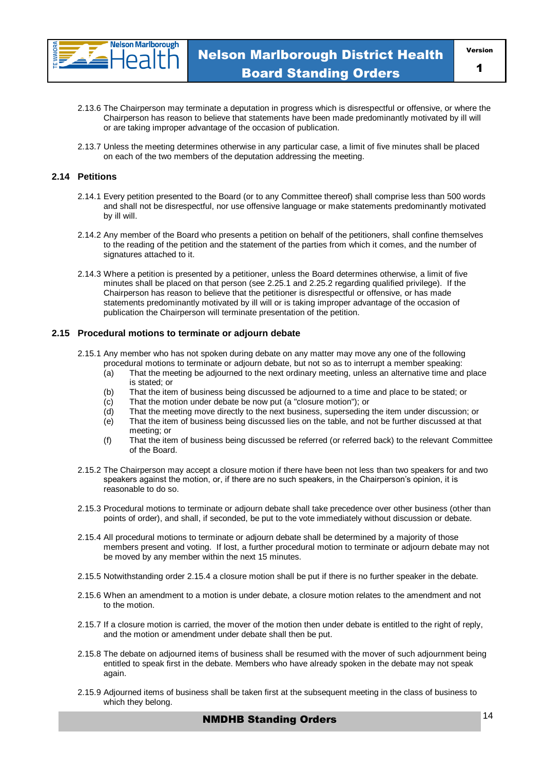2.13.6 The Chairperson may terminate a deputation in progress which is disrespectful or offensive, or where the Chairperson has reason to believe that statements have been made predominantly motivated by ill will or are taking improper advantage of the occasion of publication.

2.13.7 Unless the meeting determines otherwise in any particular case, a limit of five minutes shall be placed on each of the two members of the deputation addressing the meeting.

## 2.14 Petitions

2.14.1 Every petition presented to the Board (or to any Committee thereof) shall comprise less than 500 words and shall not be disrespectful, nor use offensive language or make statements predominantly motivated by ill will.

2.14.2 Any member of the Board who presents a petition on behalf of the petitioners, shall confine themselves to the reading of the petition and the statement of the parties from which it comes, and the number of signatures attached to it.

2.14.3 Where a petition is presented by a petitioner, unless the Board determines otherwise, a limit of five minutes shall be placed on that person (see 2.25.1 and 2.25.2 regarding qualified privilege). If the Chairperson has reason to believe that the petitioner is disrespectful or offensive, or has made statements predominantly motivated by ill will or is taking improper advantage of the occasion of publication the Chairperson will terminate presentation of the petition.

## 2.15 Procedural motions to terminate or adjourn debate

2.15.1 Any member who has not spoken during debate on any matter may move any one of the following procedural motions to terminate or adjourn debate, but not so as to interrupt a member speaking:

- (a) That the meeting be adjourned to the next ordinary meeting, unless an alternative time and place is stated; or
- (b) That the item of business being discussed be adjourned to a time and place to be stated; or
- (c) That the motion under debate be now put (a "closure motion"); or
- (d) That the meeting move directly to the next business, superseding the item under discussion; or
- (e) That the item of business being discussed lies on the table, and not be further discussed at that meeting; or
- (f) That the item of business being discussed be referred (or referred back) to the relevant Committee of the Board.

2.15.2 The Chairperson may accept a closure motion if there have been not less than two speakers for and two speakers against the motion, or, if there are no such speakers, in the Chairperson's opinion, it is reasonable to do so.

2.15.3 Procedural motions to terminate or adjourn debate shall take precedence over other business (other than points of order), and shall, if seconded, be put to the vote immediately without discussion or debate.

2.15.4 All procedural motions to terminate or adjourn debate shall be determined by a majority of those members present and voting. If lost, a further procedural motion to terminate or adjourn debate may not be moved by any member within the next 15 minutes.

2.15.5 Notwithstanding order 2.15.4 a closure motion shall be put if there is no further speaker in the debate.

2.15.6 When an amendment to a motion is under debate, a closure motion relates to the amendment and not to the motion.

2.15.7 If a closure motion is carried, the mover of the motion then under debate is entitled to the right of reply, and the motion or amendment under debate shall then be put.

2.15.8 The debate on adjourned items of business shall be resumed with the mover of such adjournment being entitled to speak first in the debate. Members who have already spoken in the debate may not speak again.

2.15.9 Adjourned items of business shall be taken first at the subsequent meeting in the class of business to which they belong.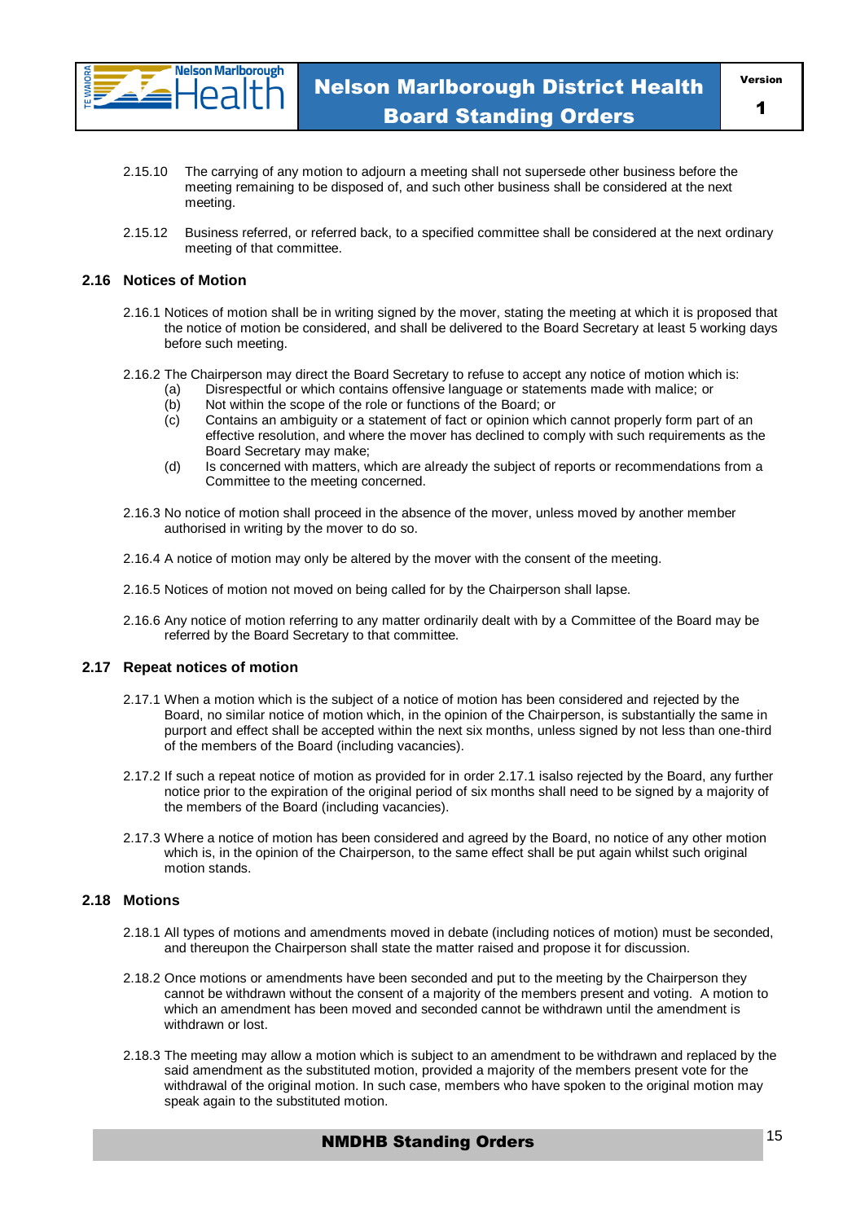2.15.10 The carrying of any motion to adjourn a meeting shall not supersede other business before the meeting remaining to be disposed of, and such other business shall be considered at the next meeting.

2.15.12 Business referred, or referred back, to a specified committee shall be considered at the next ordinary meeting of that committee.

### 2.16 Notices of Motion

2.16.1 Notices of motion shall be in writing signed by the mover, stating the meeting at which it is proposed that the notice of motion be considered, and shall be delivered to the Board Secretary at least 5 working days before such meeting.

2.16.2 The Chairperson may direct the Board Secretary to refuse to accept any notice of motion which is:

(a) Disrespectful or which contains offensive language or statements made with malice; or
(b) Not within the scope of the role or functions of the Board; or
(c) Contains an ambiguity or a statement of fact or opinion which cannot properly form part of an effective resolution, and where the mover has declined to comply with such requirements as the Board Secretary may make;
(d) Is concerned with matters, which are already the subject of reports or recommendations from a Committee to the meeting concerned.

2.16.3 No notice of motion shall proceed in the absence of the mover, unless moved by another member authorised in writing by the mover to do so.

2.16.4 A notice of motion may only be altered by the mover with the consent of the meeting.

2.16.5 Notices of motion not moved on being called for by the Chairperson shall lapse.

2.16.6 Any notice of motion referring to any matter ordinarily dealt with by a Committee of the Board may be referred by the Board Secretary to that committee.

### 2.17 Repeat notices of motion

2.17.1 When a motion which is the subject of a notice of motion has been considered and rejected by the Board, no similar notice of motion which, in the opinion of the Chairperson, is substantially the same in purport and effect shall be accepted within the next six months, unless signed by not less than one-third of the members of the Board (including vacancies).

2.17.2 If such a repeat notice of motion as provided for in order 2.17.1 isalso rejected by the Board, any further notice prior to the expiration of the original period of six months shall need to be signed by a majority of the members of the Board (including vacancies).

2.17.3 Where a notice of motion has been considered and agreed by the Board, no notice of any other motion which is, in the opinion of the Chairperson, to the same effect shall be put again whilst such original motion stands.

### 2.18 Motions

2.18.1 All types of motions and amendments moved in debate (including notices of motion) must be seconded, and thereupon the Chairperson shall state the matter raised and propose it for discussion.

2.18.2 Once motions or amendments have been seconded and put to the meeting by the Chairperson they cannot be withdrawn without the consent of a majority of the members present and voting. A motion to which an amendment has been moved and seconded cannot be withdrawn until the amendment is withdrawn or lost.

2.18.3 The meeting may allow a motion which is subject to an amendment to be withdrawn and replaced by the said amendment as the substituted motion, provided a majority of the members present vote for the withdrawal of the original motion. In such case, members who have spoken to the original motion may speak again to the substituted motion.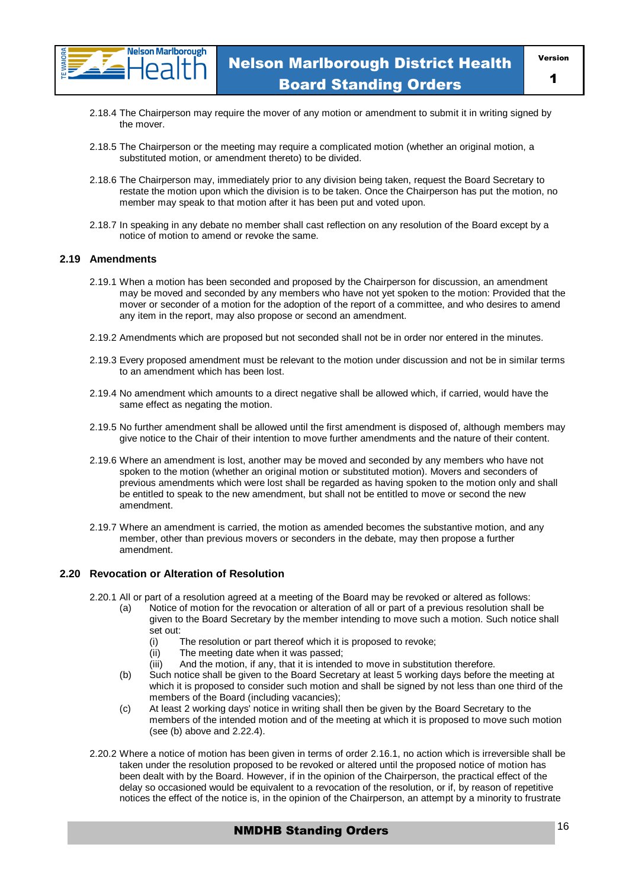2.18.4 The Chairperson may require the mover of any motion or amendment to submit it in writing signed by the mover.

2.18.5 The Chairperson or the meeting may require a complicated motion (whether an original motion, a substituted motion, or amendment thereto) to be divided.

2.18.6 The Chairperson may, immediately prior to any division being taken, request the Board Secretary to restate the motion upon which the division is to be taken. Once the Chairperson has put the motion, no member may speak to that motion after it has been put and voted upon.

2.18.7 In speaking in any debate no member shall cast reflection on any resolution of the Board except by a notice of motion to amend or revoke the same.

## 2.19 Amendments

2.19.1 When a motion has been seconded and proposed by the Chairperson for discussion, an amendment may be moved and seconded by any members who have not yet spoken to the motion: Provided that the mover or seconder of a motion for the adoption of the report of a committee, and who desires to amend any item in the report, may also propose or second an amendment.

2.19.2 Amendments which are proposed but not seconded shall not be in order nor entered in the minutes.

2.19.3 Every proposed amendment must be relevant to the motion under discussion and not be in similar terms to an amendment which has been lost.

2.19.4 No amendment which amounts to a direct negative shall be allowed which, if carried, would have the same effect as negating the motion.

2.19.5 No further amendment shall be allowed until the first amendment is disposed of, although members may give notice to the Chair of their intention to move further amendments and the nature of their content.

2.19.6 Where an amendment is lost, another may be moved and seconded by any members who have not spoken to the motion (whether an original motion or substituted motion). Movers and seconders of previous amendments which were lost shall be regarded as having spoken to the motion only and shall be entitled to speak to the new amendment, but shall not be entitled to move or second the new amendment.

2.19.7 Where an amendment is carried, the motion as amended becomes the substantive motion, and any member, other than previous movers or seconders in the debate, may then propose a further amendment.

## 2.20 Revocation or Alteration of Resolution

2.20.1 All or part of a resolution agreed at a meeting of the Board may be revoked or altered as follows:

(a) Notice of motion for the revocation or alteration of all or part of a previous resolution shall be given to the Board Secretary by the member intending to move such a motion. Such notice shall set out:
   - (i) The resolution or part thereof which it is proposed to revoke;
   - (ii) The meeting date when it was passed;
   - (iii) And the motion, if any, that it is intended to move in substitution therefore.

(b) Such notice shall be given to the Board Secretary at least 5 working days before the meeting at which it is proposed to consider such motion and shall be signed by not less than one third of the members of the Board (including vacancies);

(c) At least 2 working days' notice in writing shall then be given by the Board Secretary to the members of the intended motion and of the meeting at which it is proposed to move such motion (see (b) above and 2.22.4).

2.20.2 Where a notice of motion has been given in terms of order 2.16.1, no action which is irreversible shall be taken under the resolution proposed to be revoked or altered until the proposed notice of motion has been dealt with by the Board. However, if in the opinion of the Chairperson, the practical effect of the delay so occasioned would be equivalent to a revocation of the resolution, or if, by reason of repetitive notices the effect of the notice is, in the opinion of the Chairperson, an attempt by a minority to frustrate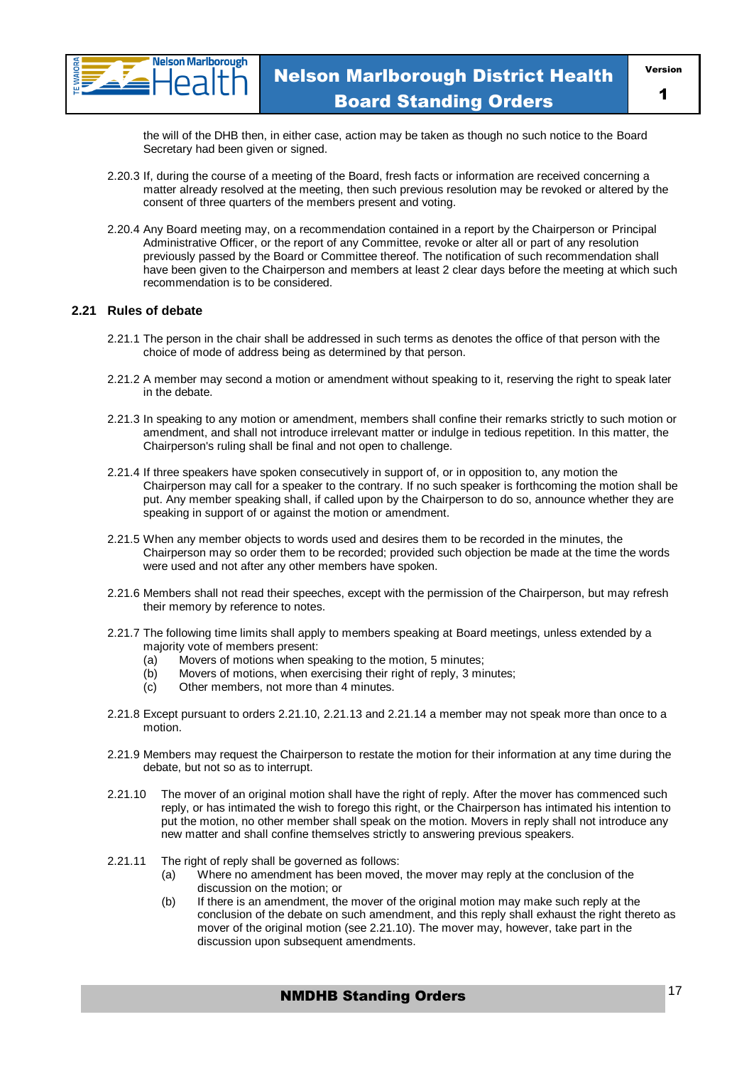the will of the DHB then, in either case, action may be taken as though no such notice to the Board Secretary had been given or signed.

2.20.3 If, during the course of a meeting of the Board, fresh facts or information are received concerning a matter already resolved at the meeting, then such previous resolution may be revoked or altered by the consent of three quarters of the members present and voting.

2.20.4 Any Board meeting may, on a recommendation contained in a report by the Chairperson or Principal Administrative Officer, or the report of any Committee, revoke or alter all or part of any resolution previously passed by the Board or Committee thereof. The notification of such recommendation shall have been given to the Chairperson and members at least 2 clear days before the meeting at which such recommendation is to be considered.

## 2.21 Rules of debate

2.21.1 The person in the chair shall be addressed in such terms as denotes the office of that person with the choice of mode of address being as determined by that person.

2.21.2 A member may second a motion or amendment without speaking to it, reserving the right to speak later in the debate.

2.21.3 In speaking to any motion or amendment, members shall confine their remarks strictly to such motion or amendment, and shall not introduce irrelevant matter or indulge in tedious repetition. In this matter, the Chairperson's ruling shall be final and not open to challenge.

2.21.4 If three speakers have spoken consecutively in support of, or in opposition to, any motion the Chairperson may call for a speaker to the contrary. If no such speaker is forthcoming the motion shall be put. Any member speaking shall, if called upon by the Chairperson to do so, announce whether they are speaking in support of or against the motion or amendment.

2.21.5 When any member objects to words used and desires them to be recorded in the minutes, the Chairperson may so order them to be recorded; provided such objection be made at the time the words were used and not after any other members have spoken.

2.21.6 Members shall not read their speeches, except with the permission of the Chairperson, but may refresh their memory by reference to notes.

2.21.7 The following time limits shall apply to members speaking at Board meetings, unless extended by a majority vote of members present:
- (a) Movers of motions when speaking to the motion, 5 minutes;
- (b) Movers of motions, when exercising their right of reply, 3 minutes;
- (c) Other members, not more than 4 minutes.

2.21.8 Except pursuant to orders 2.21.10, 2.21.13 and 2.21.14 a member may not speak more than once to a motion.

2.21.9 Members may request the Chairperson to restate the motion for their information at any time during the debate, but not so as to interrupt.

2.21.10 The mover of an original motion shall have the right of reply. After the mover has commenced such reply, or has intimated the wish to forego this right, or the Chairperson has intimated his intention to put the motion, no other member shall speak on the motion. Movers in reply shall not introduce any new matter and shall confine themselves strictly to answering previous speakers.

2.21.11 The right of reply shall be governed as follows:
- (a) Where no amendment has been moved, the mover may reply at the conclusion of the discussion on the motion; or
- (b) If there is an amendment, the mover of the original motion may make such reply at the conclusion of the debate on such amendment, and this reply shall exhaust the right thereto as mover of the original motion (see 2.21.10). The mover may, however, take part in the discussion upon subsequent amendments.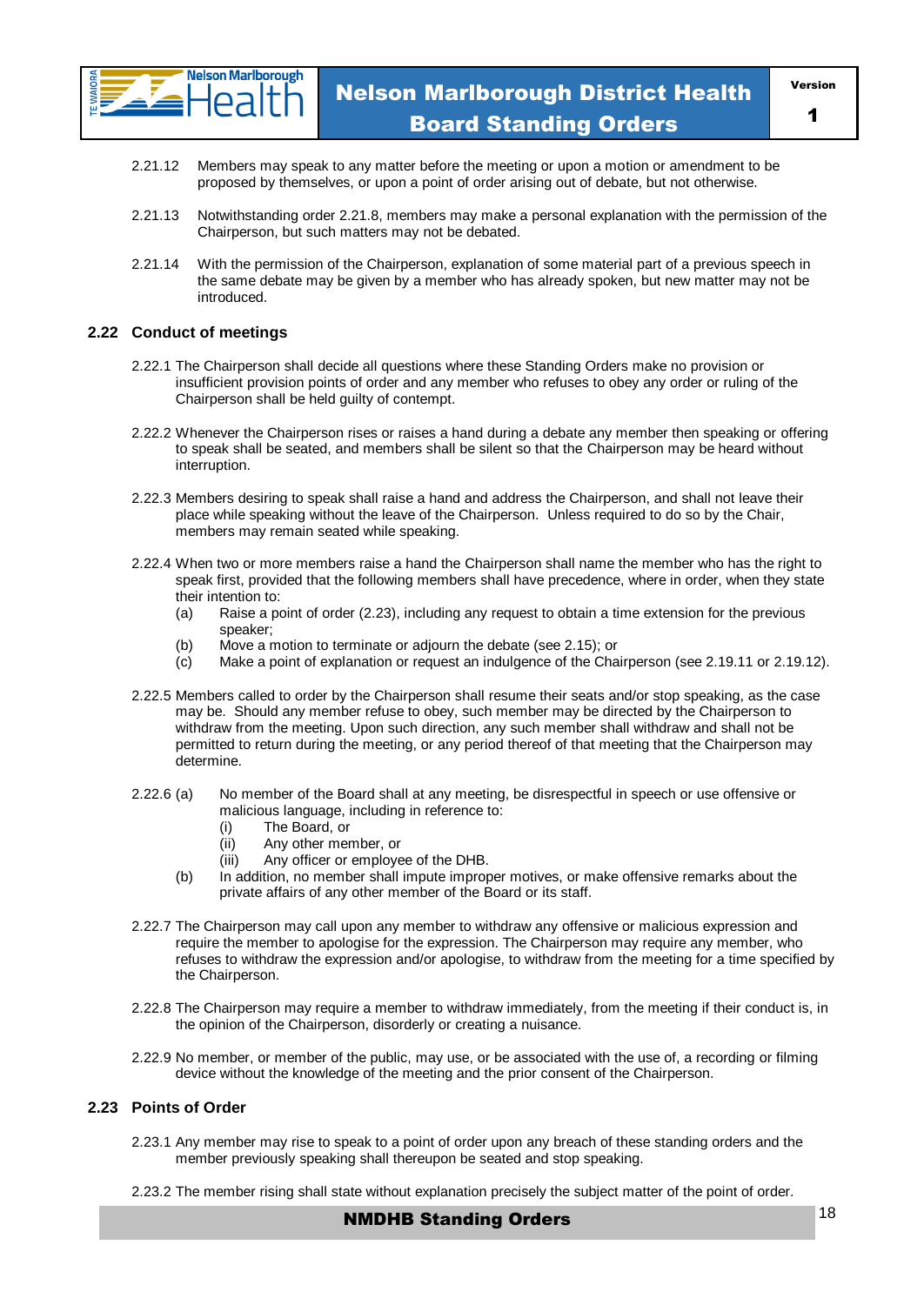2.21.12 Members may speak to any matter before the meeting or upon a motion or amendment to be proposed by themselves, or upon a point of order arising out of debate, but not otherwise.

2.21.13 Notwithstanding order 2.21.8, members may make a personal explanation with the permission of the Chairperson, but such matters may not be debated.

2.21.14 With the permission of the Chairperson, explanation of some material part of a previous speech in the same debate may be given by a member who has already spoken, but new matter may not be introduced.

## 2.22 Conduct of meetings

2.22.1 The Chairperson shall decide all questions where these Standing Orders make no provision or insufficient provision points of order and any member who refuses to obey any order or ruling of the Chairperson shall be held guilty of contempt.

2.22.2 Whenever the Chairperson rises or raises a hand during a debate any member then speaking or offering to speak shall be seated, and members shall be silent so that the Chairperson may be heard without interruption.

2.22.3 Members desiring to speak shall raise a hand and address the Chairperson, and shall not leave their place while speaking without the leave of the Chairperson. Unless required to do so by the Chair, members may remain seated while speaking.

2.22.4 When two or more members raise a hand the Chairperson shall name the member who has the right to speak first, provided that the following members shall have precedence, where in order, when they state their intention to:

- (a) Raise a point of order (2.23), including any request to obtain a time extension for the previous speaker;
- (b) Move a motion to terminate or adjourn the debate (see 2.15); or
- (c) Make a point of explanation or request an indulgence of the Chairperson (see 2.19.11 or 2.19.12).

2.22.5 Members called to order by the Chairperson shall resume their seats and/or stop speaking, as the case may be. Should any member refuse to obey, such member may be directed by the Chairperson to withdraw from the meeting. Upon such direction, any such member shall withdraw and shall not be permitted to return during the meeting, or any period thereof of that meeting that the Chairperson may determine.

2.22.6 (a) No member of the Board shall at any meeting, be disrespectful in speech or use offensive or malicious language, including in reference to:

- (i) The Board, or
- (ii) Any other member, or
- (iii) Any officer or employee of the DHB.

(b) In addition, no member shall impute improper motives, or make offensive remarks about the private affairs of any other member of the Board or its staff.

2.22.7 The Chairperson may call upon any member to withdraw any offensive or malicious expression and require the member to apologise for the expression. The Chairperson may require any member, who refuses to withdraw the expression and/or apologise, to withdraw from the meeting for a time specified by the Chairperson.

2.22.8 The Chairperson may require a member to withdraw immediately, from the meeting if their conduct is, in the opinion of the Chairperson, disorderly or creating a nuisance.

2.22.9 No member, or member of the public, may use, or be associated with the use of, a recording or filming device without the knowledge of the meeting and the prior consent of the Chairperson.

## 2.23 Points of Order

2.23.1 Any member may rise to speak to a point of order upon any breach of these standing orders and the member previously speaking shall thereupon be seated and stop speaking.

2.23.2 The member rising shall state without explanation precisely the subject matter of the point of order.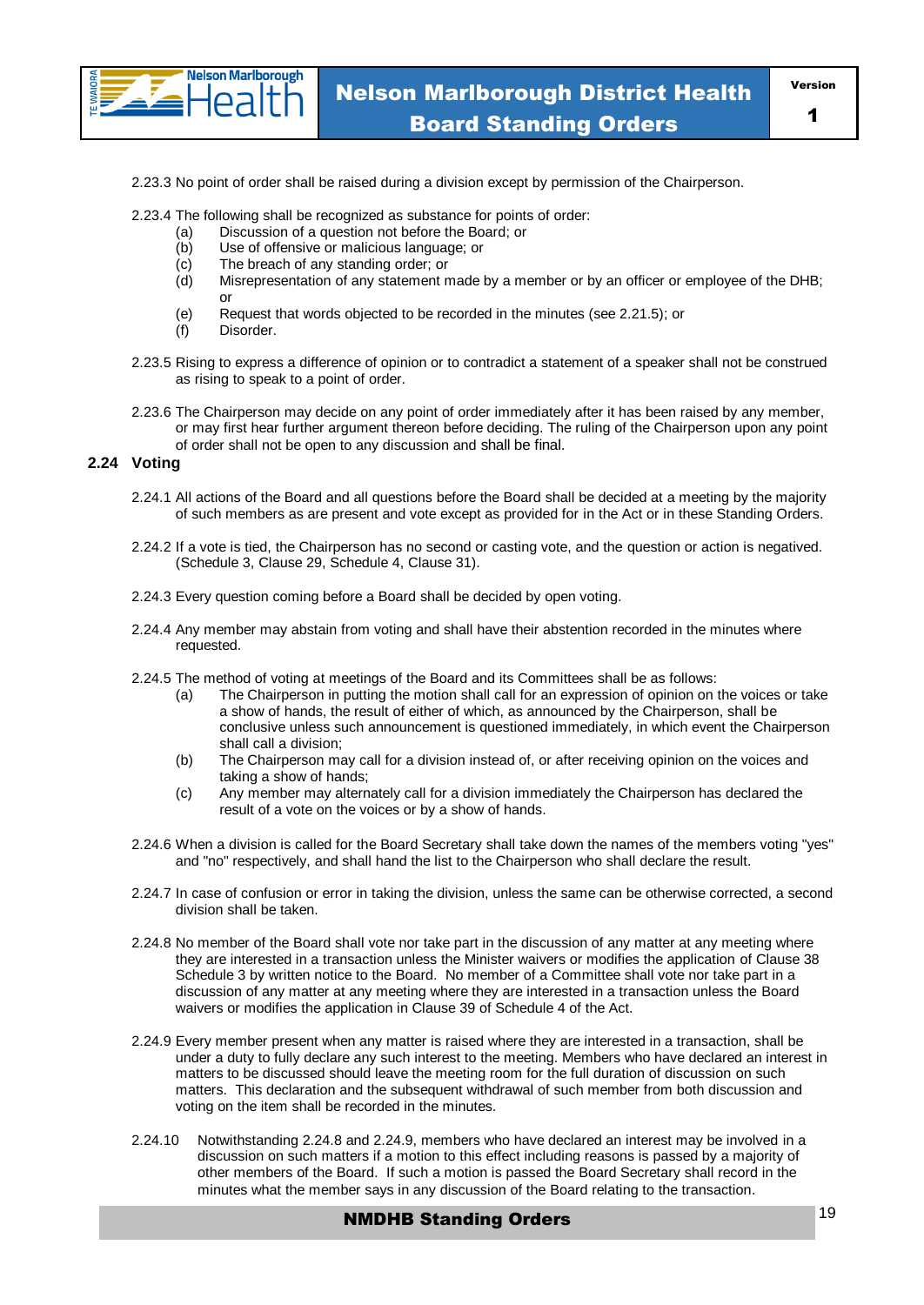2.23.3 No point of order shall be raised during a division except by permission of the Chairperson.

2.23.4 The following shall be recognized as substance for points of order:
- (a) Discussion of a question not before the Board; or
- (b) Use of offensive or malicious language; or
- (c) The breach of any standing order; or
- (d) Misrepresentation of any statement made by a member or by an officer or employee of the DHB; or
- (e) Request that words objected to be recorded in the minutes (see 2.21.5); or
- (f) Disorder.

2.23.5 Rising to express a difference of opinion or to contradict a statement of a speaker shall not be construed as rising to speak to a point of order.

2.23.6 The Chairperson may decide on any point of order immediately after it has been raised by any member, or may first hear further argument thereon before deciding. The ruling of the Chairperson upon any point of order shall not be open to any discussion and shall be final.

## 2.24 Voting

2.24.1 All actions of the Board and all questions before the Board shall be decided at a meeting by the majority of such members as are present and vote except as provided for in the Act or in these Standing Orders.

2.24.2 If a vote is tied, the Chairperson has no second or casting vote, and the question or action is negatived. (Schedule 3, Clause 29, Schedule 4, Clause 31).

2.24.3 Every question coming before a Board shall be decided by open voting.

2.24.4 Any member may abstain from voting and shall have their abstention recorded in the minutes where requested.

2.24.5 The method of voting at meetings of the Board and its Committees shall be as follows:
- (a) The Chairperson in putting the motion shall call for an expression of opinion on the voices or take a show of hands, the result of either of which, as announced by the Chairperson, shall be conclusive unless such announcement is questioned immediately, in which event the Chairperson shall call a division;
- (b) The Chairperson may call for a division instead of, or after receiving opinion on the voices and taking a show of hands;
- (c) Any member may alternately call for a division immediately the Chairperson has declared the result of a vote on the voices or by a show of hands.

2.24.6 When a division is called for the Board Secretary shall take down the names of the members voting "yes" and "no" respectively, and shall hand the list to the Chairperson who shall declare the result.

2.24.7 In case of confusion or error in taking the division, unless the same can be otherwise corrected, a second division shall be taken.

2.24.8 No member of the Board shall vote nor take part in the discussion of any matter at any meeting where they are interested in a transaction unless the Minister waivers or modifies the application of Clause 38 Schedule 3 by written notice to the Board. No member of a Committee shall vote nor take part in a discussion of any matter at any meeting where they are interested in a transaction unless the Board waivers or modifies the application in Clause 39 of Schedule 4 of the Act.

2.24.9 Every member present when any matter is raised where they are interested in a transaction, shall be under a duty to fully declare any such interest to the meeting. Members who have declared an interest in matters to be discussed should leave the meeting room for the full duration of discussion on such matters. This declaration and the subsequent withdrawal of such member from both discussion and voting on the item shall be recorded in the minutes.

2.24.10 Notwithstanding 2.24.8 and 2.24.9, members who have declared an interest may be involved in a discussion on such matters if a motion to this effect including reasons is passed by a majority of other members of the Board. If such a motion is passed the Board Secretary shall record in the minutes what the member says in any discussion of the Board relating to the transaction.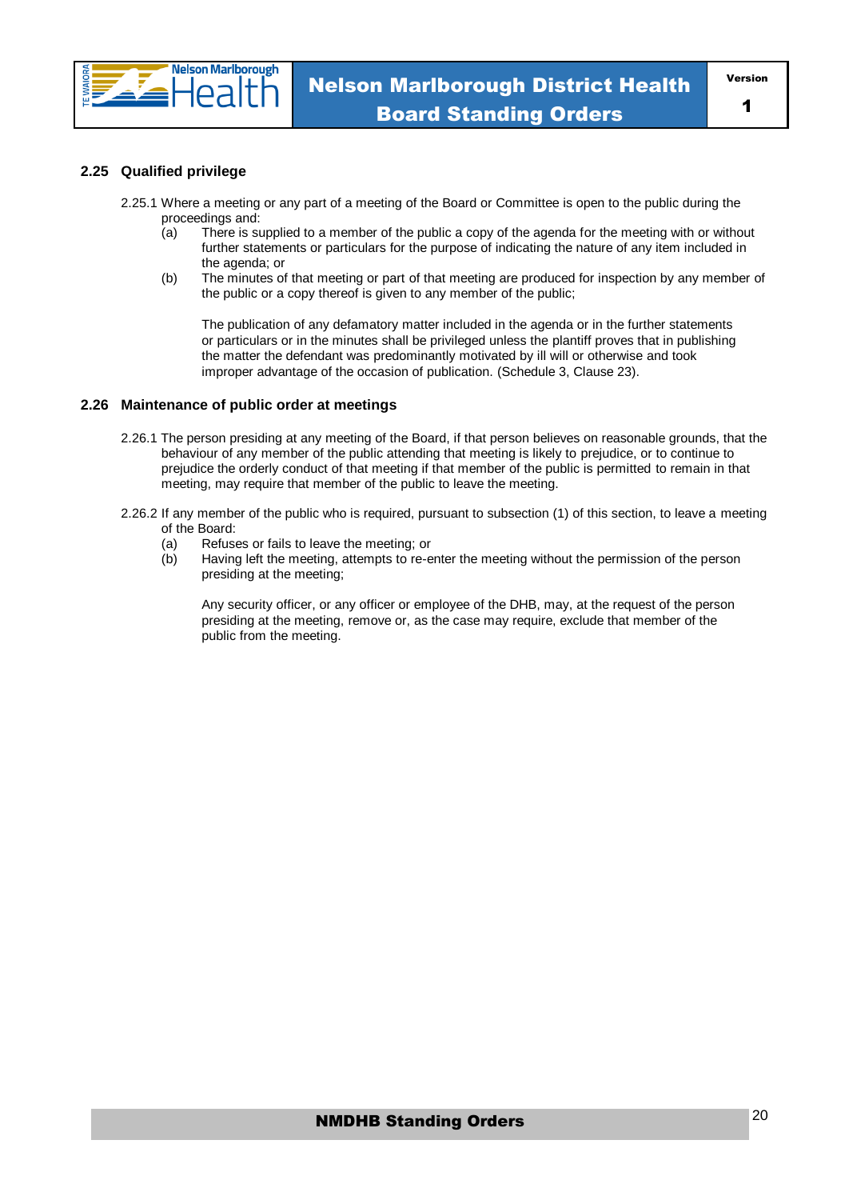## 2.25 Qualified privilege

2.25.1 Where a meeting or any part of a meeting of the Board or Committee is open to the public during the proceedings and:

(a) There is supplied to a member of the public a copy of the agenda for the meeting with or without further statements or particulars for the purpose of indicating the nature of any item included in the agenda; or

(b) The minutes of that meeting or part of that meeting are produced for inspection by any member of the public or a copy thereof is given to any member of the public;

The publication of any defamatory matter included in the agenda or in the further statements or particulars or in the minutes shall be privileged unless the plantiff proves that in publishing the matter the defendant was predominantly motivated by ill will or otherwise and took improper advantage of the occasion of publication. (Schedule 3, Clause 23).

## 2.26 Maintenance of public order at meetings

2.26.1 The person presiding at any meeting of the Board, if that person believes on reasonable grounds, that the behaviour of any member of the public attending that meeting is likely to prejudice, or to continue to prejudice the orderly conduct of that meeting if that member of the public is permitted to remain in that meeting, may require that member of the public to leave the meeting.

2.26.2 If any member of the public who is required, pursuant to subsection (1) of this section, to leave a meeting of the Board:

(a) Refuses or fails to leave the meeting; or

(b) Having left the meeting, attempts to re-enter the meeting without the permission of the person presiding at the meeting;

Any security officer, or any officer or employee of the DHB, may, at the request of the person presiding at the meeting, remove or, as the case may require, exclude that member of the public from the meeting.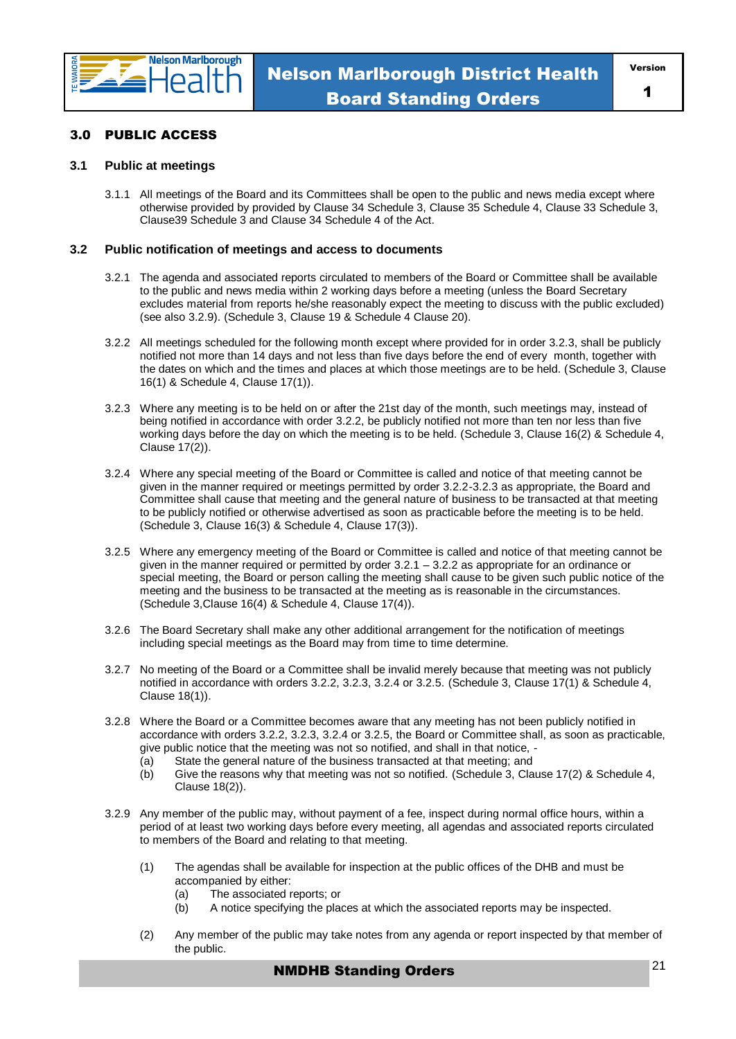## 3.0 PUBLIC ACCESS

### 3.1 Public at meetings

3.1.1 All meetings of the Board and its Committees shall be open to the public and news media except where otherwise provided by provided by Clause 34 Schedule 3, Clause 35 Schedule 4, Clause 33 Schedule 3, Clause39 Schedule 3 and Clause 34 Schedule 4 of the Act.

### 3.2 Public notification of meetings and access to documents

3.2.1 The agenda and associated reports circulated to members of the Board or Committee shall be available to the public and news media within 2 working days before a meeting (unless the Board Secretary excludes material from reports he/she reasonably expect the meeting to discuss with the public excluded) (see also 3.2.9). (Schedule 3, Clause 19 & Schedule 4 Clause 20).

3.2.2 All meetings scheduled for the following month except where provided for in order 3.2.3, shall be publicly notified not more than 14 days and not less than five days before the end of every month, together with the dates on which and the times and places at which those meetings are to be held. (Schedule 3, Clause 16(1) & Schedule 4, Clause 17(1)).

3.2.3 Where any meeting is to be held on or after the 21st day of the month, such meetings may, instead of being notified in accordance with order 3.2.2, be publicly notified not more than ten nor less than five working days before the day on which the meeting is to be held. (Schedule 3, Clause 16(2) & Schedule 4, Clause 17(2)).

3.2.4 Where any special meeting of the Board or Committee is called and notice of that meeting cannot be given in the manner required or meetings permitted by order 3.2.2-3.2.3 as appropriate, the Board and Committee shall cause that meeting and the general nature of business to be transacted at that meeting to be publicly notified or otherwise advertised as soon as practicable before the meeting is to be held. (Schedule 3, Clause 16(3) & Schedule 4, Clause 17(3)).

3.2.5 Where any emergency meeting of the Board or Committee is called and notice of that meeting cannot be given in the manner required or permitted by order 3.2.1 – 3.2.2 as appropriate for an ordinance or special meeting, the Board or person calling the meeting shall cause to be given such public notice of the meeting and the business to be transacted at the meeting as is reasonable in the circumstances. (Schedule 3,Clause 16(4) & Schedule 4, Clause 17(4)).

3.2.6 The Board Secretary shall make any other additional arrangement for the notification of meetings including special meetings as the Board may from time to time determine.

3.2.7 No meeting of the Board or a Committee shall be invalid merely because that meeting was not publicly notified in accordance with orders 3.2.2, 3.2.3, 3.2.4 or 3.2.5. (Schedule 3, Clause 17(1) & Schedule 4, Clause 18(1)).

3.2.8 Where the Board or a Committee becomes aware that any meeting has not been publicly notified in accordance with orders 3.2.2, 3.2.3, 3.2.4 or 3.2.5, the Board or Committee shall, as soon as practicable, give public notice that the meeting was not so notified, and shall in that notice, -

(a) State the general nature of the business transacted at that meeting; and

(b) Give the reasons why that meeting was not so notified. (Schedule 3, Clause 17(2) & Schedule 4, Clause 18(2)).

3.2.9 Any member of the public may, without payment of a fee, inspect during normal office hours, within a period of at least two working days before every meeting, all agendas and associated reports circulated to members of the Board and relating to that meeting.

(1) The agendas shall be available for inspection at the public offices of the DHB and must be accompanied by either:

(a) The associated reports; or

(b) A notice specifying the places at which the associated reports may be inspected.

(2) Any member of the public may take notes from any agenda or report inspected by that member of the public.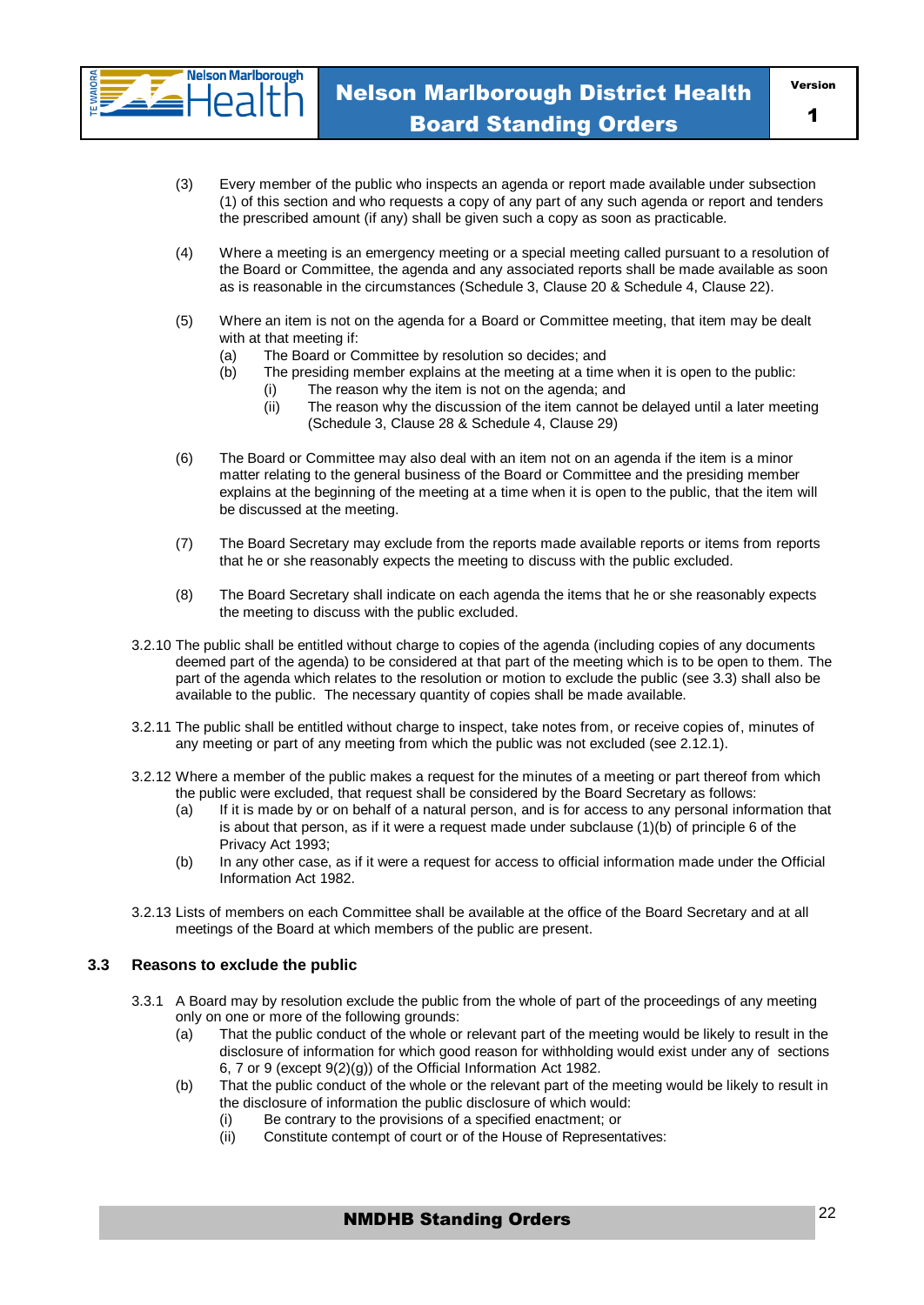(3) Every member of the public who inspects an agenda or report made available under subsection (1) of this section and who requests a copy of any part of any such agenda or report and tenders the prescribed amount (if any) shall be given such a copy as soon as practicable.

(4) Where a meeting is an emergency meeting or a special meeting called pursuant to a resolution of the Board or Committee, the agenda and any associated reports shall be made available as soon as is reasonable in the circumstances (Schedule 3, Clause 20 & Schedule 4, Clause 22).

(5) Where an item is not on the agenda for a Board or Committee meeting, that item may be dealt with at that meeting if:

- (a) The Board or Committee by resolution so decides; and
- (b) The presiding member explains at the meeting at a time when it is open to the public:
  - (i) The reason why the item is not on the agenda; and
  - (ii) The reason why the discussion of the item cannot be delayed until a later meeting (Schedule 3, Clause 28 & Schedule 4, Clause 29)

(6) The Board or Committee may also deal with an item not on an agenda if the item is a minor matter relating to the general business of the Board or Committee and the presiding member explains at the beginning of the meeting at a time when it is open to the public, that the item will be discussed at the meeting.

(7) The Board Secretary may exclude from the reports made available reports or items from reports that he or she reasonably expects the meeting to discuss with the public excluded.

(8) The Board Secretary shall indicate on each agenda the items that he or she reasonably expects the meeting to discuss with the public excluded.

3.2.10 The public shall be entitled without charge to copies of the agenda (including copies of any documents deemed part of the agenda) to be considered at that part of the meeting which is to be open to them. The part of the agenda which relates to the resolution or motion to exclude the public (see 3.3) shall also be available to the public. The necessary quantity of copies shall be made available.

3.2.11 The public shall be entitled without charge to inspect, take notes from, or receive copies of, minutes of any meeting or part of any meeting from which the public was not excluded (see 2.12.1).

3.2.12 Where a member of the public makes a request for the minutes of a meeting or part thereof from which the public were excluded, that request shall be considered by the Board Secretary as follows:

- (a) If it is made by or on behalf of a natural person, and is for access to any personal information that is about that person, as if it were a request made under subclause (1)(b) of principle 6 of the Privacy Act 1993;
- (b) In any other case, as if it were a request for access to official information made under the Official Information Act 1982.

3.2.13 Lists of members on each Committee shall be available at the office of the Board Secretary and at all meetings of the Board at which members of the public are present.

## 3.3 Reasons to exclude the public

3.3.1 A Board may by resolution exclude the public from the whole of part of the proceedings of any meeting only on one or more of the following grounds:

- (a) That the public conduct of the whole or relevant part of the meeting would be likely to result in the disclosure of information for which good reason for withholding would exist under any of sections 6, 7 or 9 (except 9(2)(g)) of the Official Information Act 1982.
- (b) That the public conduct of the whole or the relevant part of the meeting would be likely to result in the disclosure of information the public disclosure of which would:
  - (i) Be contrary to the provisions of a specified enactment; or
  - (ii) Constitute contempt of court or of the House of Representatives: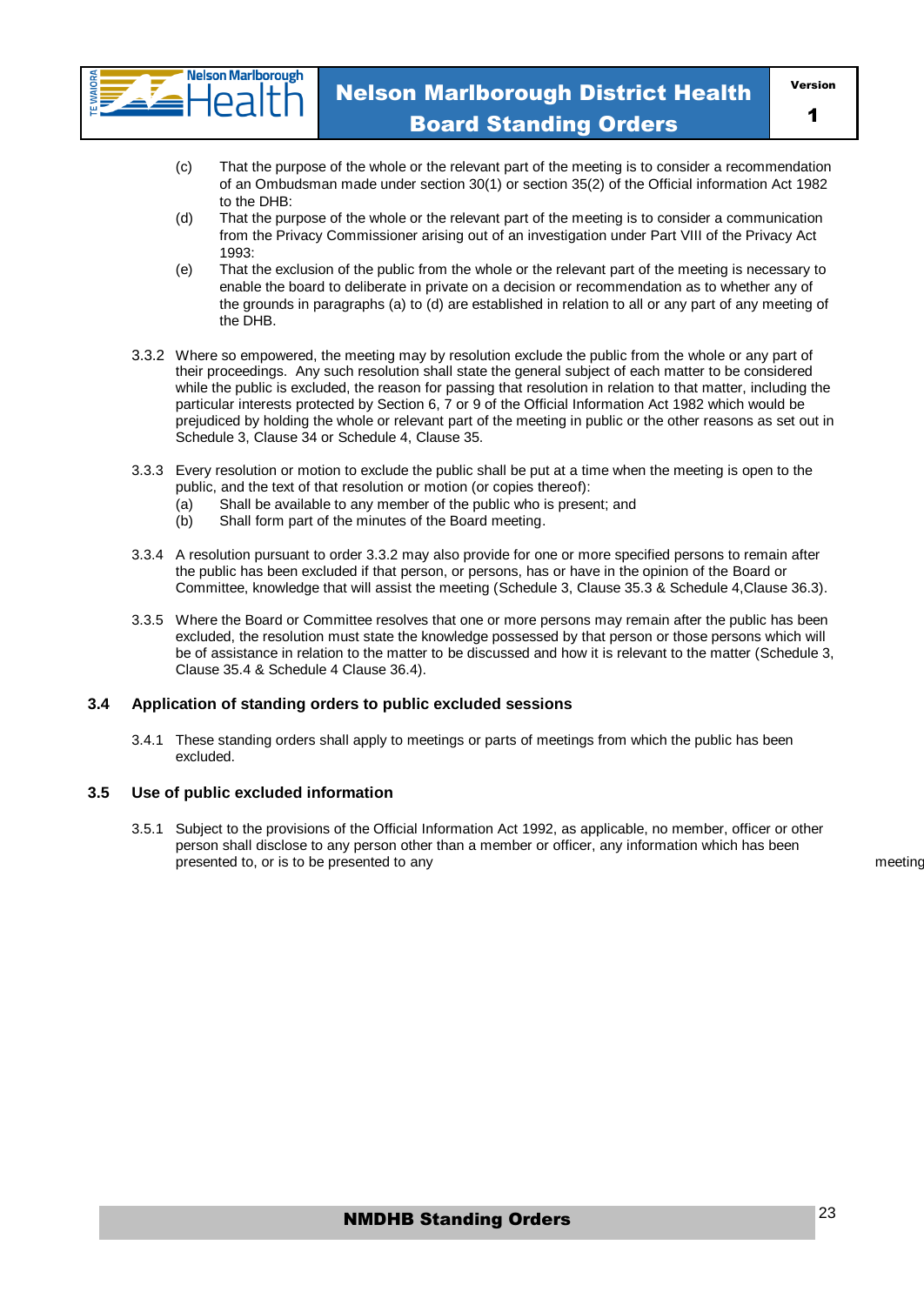(c) That the purpose of the whole or the relevant part of the meeting is to consider a recommendation of an Ombudsman made under section 30(1) or section 35(2) of the Official information Act 1982 to the DHB:

(d) That the purpose of the whole or the relevant part of the meeting is to consider a communication from the Privacy Commissioner arising out of an investigation under Part VIII of the Privacy Act 1993:

(e) That the exclusion of the public from the whole or the relevant part of the meeting is necessary to enable the board to deliberate in private on a decision or recommendation as to whether any of the grounds in paragraphs (a) to (d) are established in relation to all or any part of any meeting of the DHB.

3.3.2 Where so empowered, the meeting may by resolution exclude the public from the whole or any part of their proceedings. Any such resolution shall state the general subject of each matter to be considered while the public is excluded, the reason for passing that resolution in relation to that matter, including the particular interests protected by Section 6, 7 or 9 of the Official Information Act 1982 which would be prejudiced by holding the whole or relevant part of the meeting in public or the other reasons as set out in Schedule 3, Clause 34 or Schedule 4, Clause 35.

3.3.3 Every resolution or motion to exclude the public shall be put at a time when the meeting is open to the public, and the text of that resolution or motion (or copies thereof):

(a) Shall be available to any member of the public who is present; and

(b) Shall form part of the minutes of the Board meeting.

3.3.4 A resolution pursuant to order 3.3.2 may also provide for one or more specified persons to remain after the public has been excluded if that person, or persons, has or have in the opinion of the Board or Committee, knowledge that will assist the meeting (Schedule 3, Clause 35.3 & Schedule 4,Clause 36.3).

3.3.5 Where the Board or Committee resolves that one or more persons may remain after the public has been excluded, the resolution must state the knowledge possessed by that person or those persons which will be of assistance in relation to the matter to be discussed and how it is relevant to the matter (Schedule 3, Clause 35.4 & Schedule 4 Clause 36.4).

## 3.4 Application of standing orders to public excluded sessions

3.4.1 These standing orders shall apply to meetings or parts of meetings from which the public has been excluded.

## 3.5 Use of public excluded information

3.5.1 Subject to the provisions of the Official Information Act 1992, as applicable, no member, officer or other person shall disclose to any person other than a member or officer, any information which has been presented to, or is to be presented to any meeting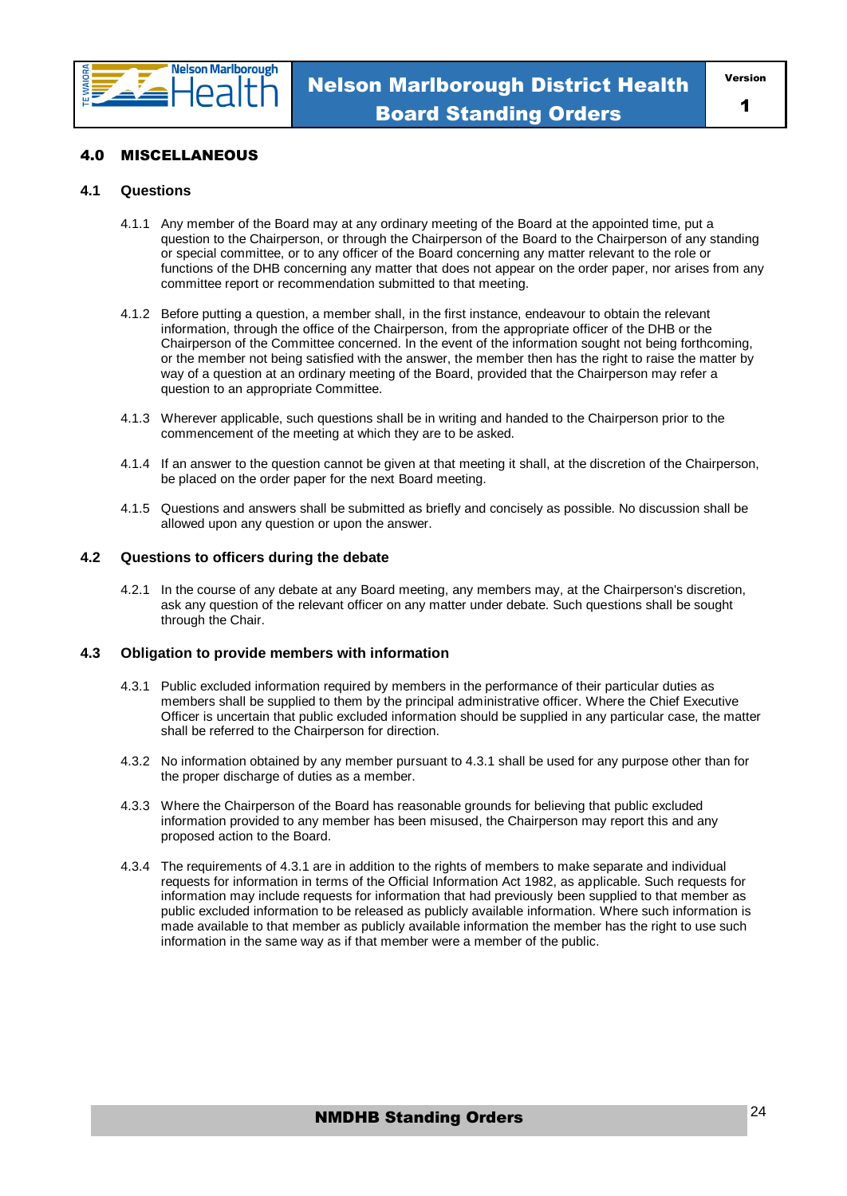## 4.0 MISCELLANEOUS

### 4.1 Questions

4.1.1 Any member of the Board may at any ordinary meeting of the Board at the appointed time, put a question to the Chairperson, or through the Chairperson of the Board to the Chairperson of any standing or special committee, or to any officer of the Board concerning any matter relevant to the role or functions of the DHB concerning any matter that does not appear on the order paper, nor arises from any committee report or recommendation submitted to that meeting.

4.1.2 Before putting a question, a member shall, in the first instance, endeavour to obtain the relevant information, through the office of the Chairperson, from the appropriate officer of the DHB or the Chairperson of the Committee concerned. In the event of the information sought not being forthcoming, or the member not being satisfied with the answer, the member then has the right to raise the matter by way of a question at an ordinary meeting of the Board, provided that the Chairperson may refer a question to an appropriate Committee.

4.1.3 Wherever applicable, such questions shall be in writing and handed to the Chairperson prior to the commencement of the meeting at which they are to be asked.

4.1.4 If an answer to the question cannot be given at that meeting it shall, at the discretion of the Chairperson, be placed on the order paper for the next Board meeting.

4.1.5 Questions and answers shall be submitted as briefly and concisely as possible. No discussion shall be allowed upon any question or upon the answer.

### 4.2 Questions to officers during the debate

4.2.1 In the course of any debate at any Board meeting, any members may, at the Chairperson's discretion, ask any question of the relevant officer on any matter under debate. Such questions shall be sought through the Chair.

### 4.3 Obligation to provide members with information

4.3.1 Public excluded information required by members in the performance of their particular duties as members shall be supplied to them by the principal administrative officer. Where the Chief Executive Officer is uncertain that public excluded information should be supplied in any particular case, the matter shall be referred to the Chairperson for direction.

4.3.2 No information obtained by any member pursuant to 4.3.1 shall be used for any purpose other than for the proper discharge of duties as a member.

4.3.3 Where the Chairperson of the Board has reasonable grounds for believing that public excluded information provided to any member has been misused, the Chairperson may report this and any proposed action to the Board.

4.3.4 The requirements of 4.3.1 are in addition to the rights of members to make separate and individual requests for information in terms of the Official Information Act 1982, as applicable. Such requests for information may include requests for information that had previously been supplied to that member as public excluded information to be released as publicly available information. Where such information is made available to that member as publicly available information the member has the right to use such information in the same way as if that member were a member of the public.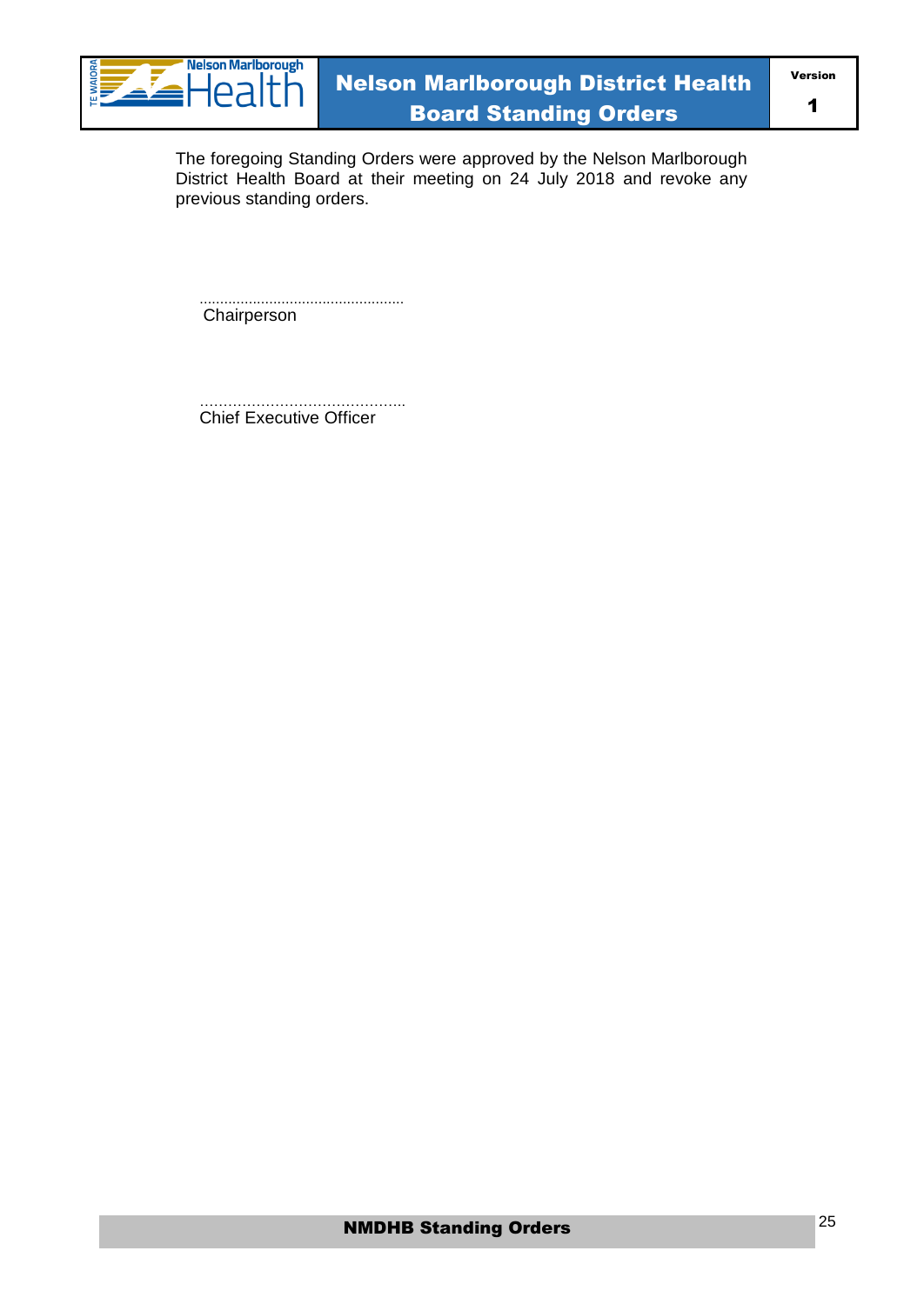The foregoing Standing Orders were approved by the Nelson Marlborough District Health Board at their meeting on 24 July 2018 and revoke any previous standing orders.

..................................................
Chairperson

..........................................
Chief Executive Officer